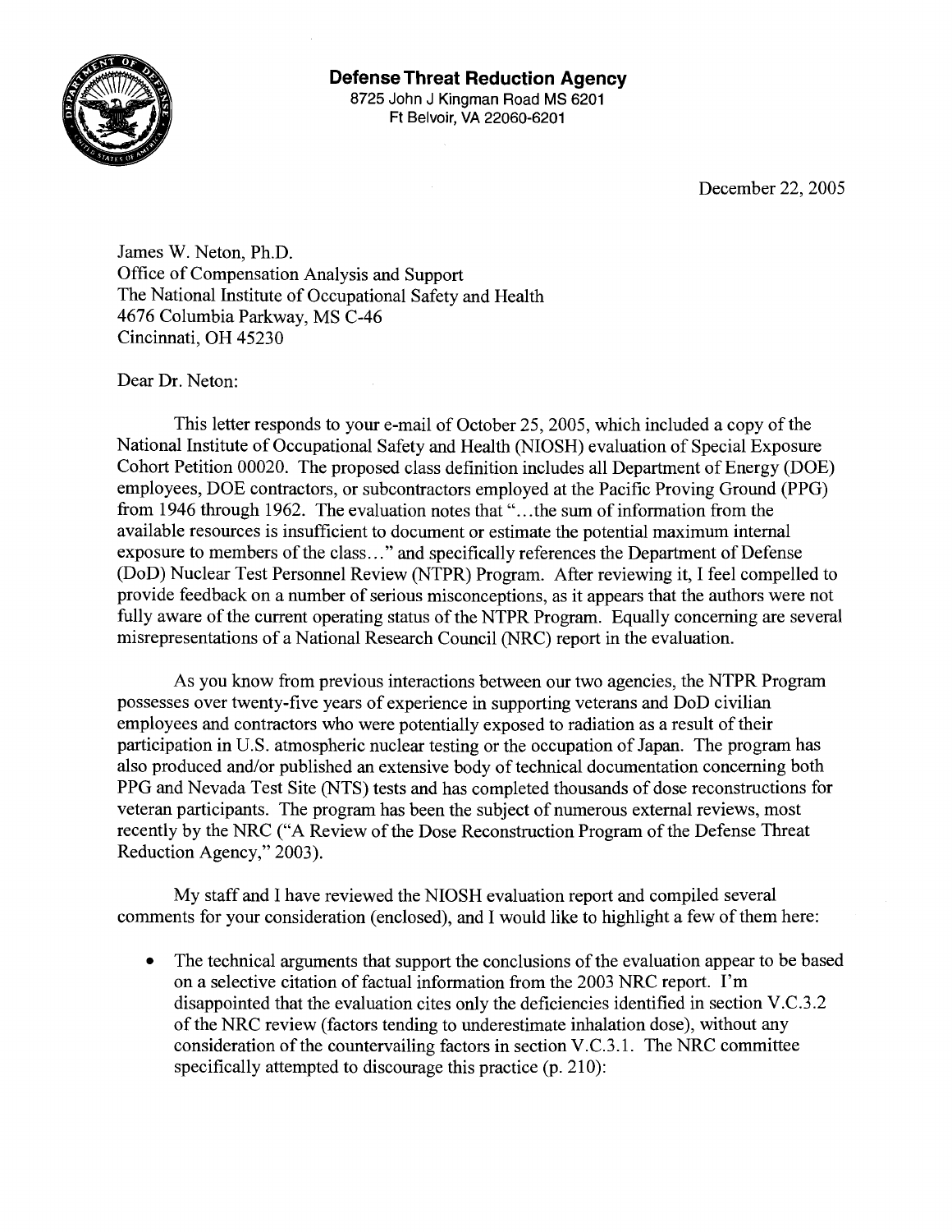**Defense Threat Reduction Agency**
8725 John J Kingman Road MS 6201
Ft Belvoir, VA 22060-6201

December 22, 2005

James W. Neton, Ph.D.
Office of Compensation Analysis and Support
The National Institute of Occupational Safety and Health
4676 Columbia Parkway, MS C-46
Cincinnati, OH 45230

Dear Dr. Neton:

This letter responds to your e-mail of October 25, 2005, which included a copy of the National Institute of Occupational Safety and Health (NIOSH) evaluation of Special Exposure Cohort Petition 00020. The proposed class definition includes all Department of Energy (DOE) employees, DOE contractors, or subcontractors employed at the Pacific Proving Ground (PPG) from 1946 through 1962. The evaluation notes that "…the sum of information from the available resources is insufficient to document or estimate the potential maximum internal exposure to members of the class…" and specifically references the Department of Defense (DoD) Nuclear Test Personnel Review (NTPR) Program. After reviewing it, I feel compelled to provide feedback on a number of serious misconceptions, as it appears that the authors were not fully aware of the current operating status of the NTPR Program. Equally concerning are several misrepresentations of a National Research Council (NRC) report in the evaluation.

As you know from previous interactions between our two agencies, the NTPR Program possesses over twenty-five years of experience in supporting veterans and DoD civilian employees and contractors who were potentially exposed to radiation as a result of their participation in U.S. atmospheric nuclear testing or the occupation of Japan. The program has also produced and/or published an extensive body of technical documentation concerning both PPG and Nevada Test Site (NTS) tests and has completed thousands of dose reconstructions for veteran participants. The program has been the subject of numerous external reviews, most recently by the NRC ("A Review of the Dose Reconstruction Program of the Defense Threat Reduction Agency," 2003).

My staff and I have reviewed the NIOSH evaluation report and compiled several comments for your consideration (enclosed), and I would like to highlight a few of them here:

- The technical arguments that support the conclusions of the evaluation appear to be based on a selective citation of factual information from the 2003 NRC report. I'm disappointed that the evaluation cites only the deficiencies identified in section V.C.3.2 of the NRC review (factors tending to underestimate inhalation dose), without any consideration of the countervailing factors in section V.C.3.1. The NRC committee specifically attempted to discourage this practice (p. 210):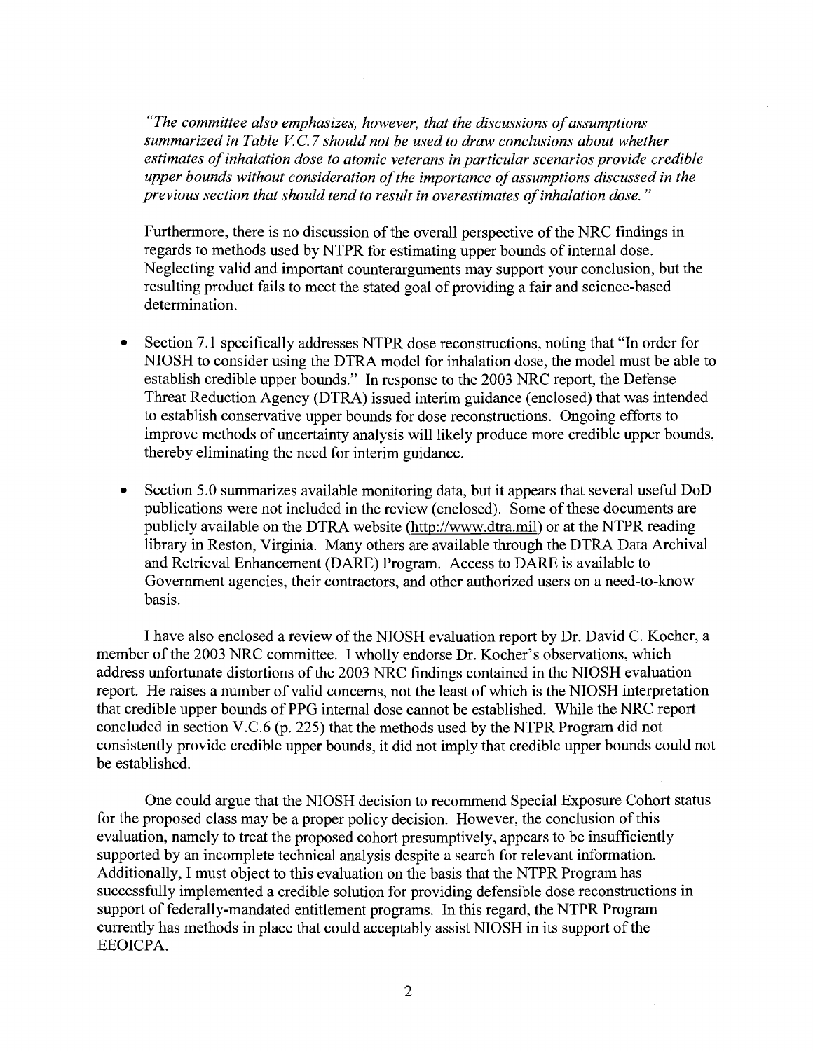*"The committee also emphasizes, however, that the discussions of assumptions summarized in Table V.C.7 should not be used to draw conclusions about whether estimates of inhalation dose to atomic veterans in particular scenarios provide credible upper bounds without consideration of the importance of assumptions discussed in the previous section that should tend to result in overestimates of inhalation dose."*

Furthermore, there is no discussion of the overall perspective of the NRC findings in regards to methods used by NTPR for estimating upper bounds of internal dose. Neglecting valid and important counterarguments may support your conclusion, but the resulting product fails to meet the stated goal of providing a fair and science-based determination.

- Section 7.1 specifically addresses NTPR dose reconstructions, noting that "In order for NIOSH to consider using the DTRA model for inhalation dose, the model must be able to establish credible upper bounds." In response to the 2003 NRC report, the Defense Threat Reduction Agency (DTRA) issued interim guidance (enclosed) that was intended to establish conservative upper bounds for dose reconstructions. Ongoing efforts to improve methods of uncertainty analysis will likely produce more credible upper bounds, thereby eliminating the need for interim guidance.
- Section 5.0 summarizes available monitoring data, but it appears that several useful DoD publications were not included in the review (enclosed). Some of these documents are publicly available on the DTRA website (http://www.dtra.mil) or at the NTPR reading library in Reston, Virginia. Many others are available through the DTRA Data Archival and Retrieval Enhancement (DARE) Program. Access to DARE is available to Government agencies, their contractors, and other authorized users on a need-to-know basis.

I have also enclosed a review of the NIOSH evaluation report by Dr. David C. Kocher, a member of the 2003 NRC committee. I wholly endorse Dr. Kocher's observations, which address unfortunate distortions of the 2003 NRC findings contained in the NIOSH evaluation report. He raises a number of valid concerns, not the least of which is the NIOSH interpretation that credible upper bounds of PPG internal dose cannot be established. While the NRC report concluded in section V.C.6 (p. 225) that the methods used by the NTPR Program did not consistently provide credible upper bounds, it did not imply that credible upper bounds could not be established.

One could argue that the NIOSH decision to recommend Special Exposure Cohort status for the proposed class may be a proper policy decision. However, the conclusion of this evaluation, namely to treat the proposed cohort presumptively, appears to be insufficiently supported by an incomplete technical analysis despite a search for relevant information. Additionally, I must object to this evaluation on the basis that the NTPR Program has successfully implemented a credible solution for providing defensible dose reconstructions in support of federally-mandated entitlement programs. In this regard, the NTPR Program currently has methods in place that could acceptably assist NIOSH in its support of the EEOICPA.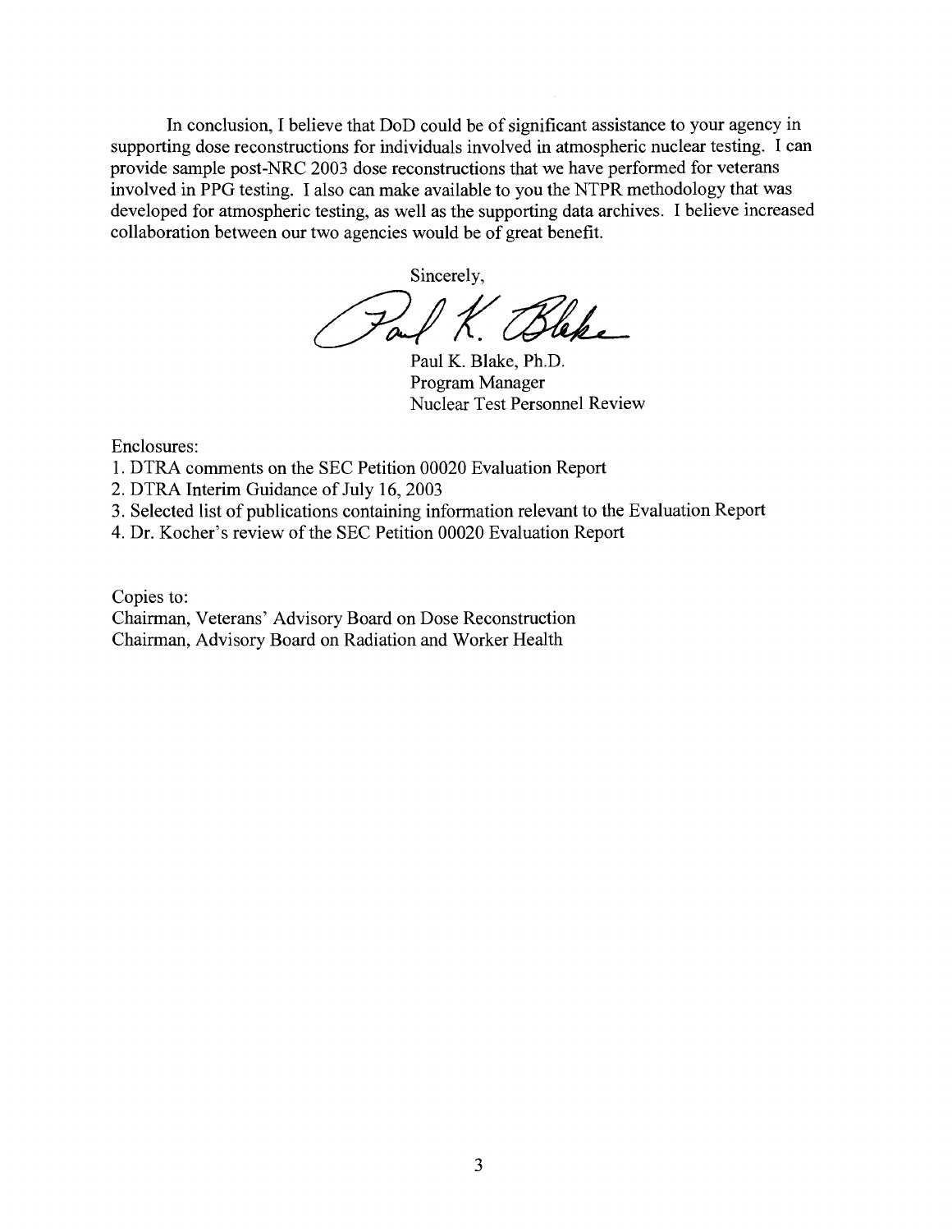In conclusion, I believe that DoD could be of significant assistance to your agency in supporting dose reconstructions for individuals involved in atmospheric nuclear testing. I can provide sample post-NRC 2003 dose reconstructions that we have performed for veterans involved in PPG testing. I also can make available to you the NTPR methodology that was developed for atmospheric testing, as well as the supporting data archives. I believe increased collaboration between our two agencies would be of great benefit.

Sincerely,

Paul K. Blake

Paul K. Blake, Ph.D.
Program Manager
Nuclear Test Personnel Review

Enclosures:

1. DTRA comments on the SEC Petition 00020 Evaluation Report
2. DTRA Interim Guidance of July 16, 2003
3. Selected list of publications containing information relevant to the Evaluation Report
4. Dr. Kocher's review of the SEC Petition 00020 Evaluation Report

Copies to:
Chairman, Veterans' Advisory Board on Dose Reconstruction
Chairman, Advisory Board on Radiation and Worker Health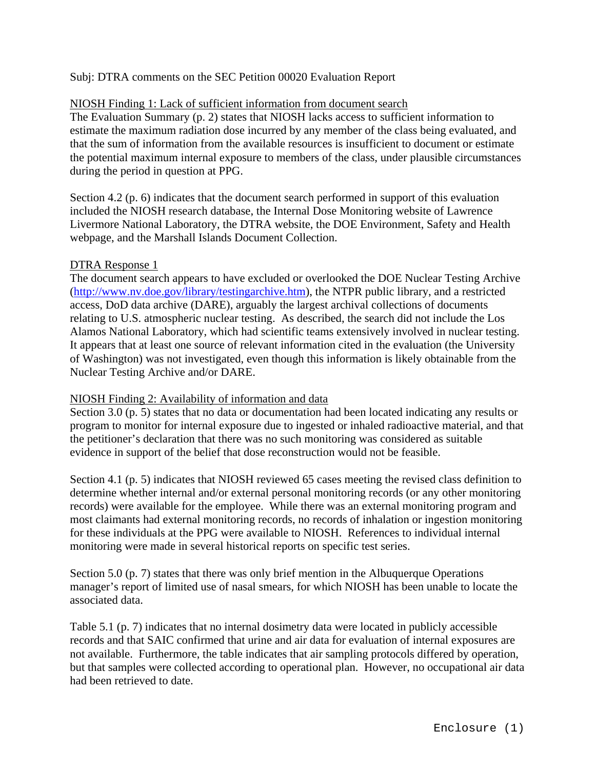Subj: DTRA comments on the SEC Petition 00020 Evaluation Report

NIOSH Finding 1: Lack of sufficient information from document search

The Evaluation Summary (p. 2) states that NIOSH lacks access to sufficient information to estimate the maximum radiation dose incurred by any member of the class being evaluated, and that the sum of information from the available resources is insufficient to document or estimate the potential maximum internal exposure to members of the class, under plausible circumstances during the period in question at PPG.

Section 4.2 (p. 6) indicates that the document search performed in support of this evaluation included the NIOSH research database, the Internal Dose Monitoring website of Lawrence Livermore National Laboratory, the DTRA website, the DOE Environment, Safety and Health webpage, and the Marshall Islands Document Collection.

DTRA Response 1

The document search appears to have excluded or overlooked the DOE Nuclear Testing Archive ([http://www.nv.doe.gov/library/testingarchive.htm](http://www.nv.doe.gov/library/testingarchive.htm)), the NTPR public library, and a restricted access, DoD data archive (DARE), arguably the largest archival collections of documents relating to U.S. atmospheric nuclear testing. As described, the search did not include the Los Alamos National Laboratory, which had scientific teams extensively involved in nuclear testing. It appears that at least one source of relevant information cited in the evaluation (the University of Washington) was not investigated, even though this information is likely obtainable from the Nuclear Testing Archive and/or DARE.

NIOSH Finding 2: Availability of information and data

Section 3.0 (p. 5) states that no data or documentation had been located indicating any results or program to monitor for internal exposure due to ingested or inhaled radioactive material, and that the petitioner's declaration that there was no such monitoring was considered as suitable evidence in support of the belief that dose reconstruction would not be feasible.

Section 4.1 (p. 5) indicates that NIOSH reviewed 65 cases meeting the revised class definition to determine whether internal and/or external personal monitoring records (or any other monitoring records) were available for the employee. While there was an external monitoring program and most claimants had external monitoring records, no records of inhalation or ingestion monitoring for these individuals at the PPG were available to NIOSH. References to individual internal monitoring were made in several historical reports on specific test series.

Section 5.0 (p. 7) states that there was only brief mention in the Albuquerque Operations manager's report of limited use of nasal smears, for which NIOSH has been unable to locate the associated data.

Table 5.1 (p. 7) indicates that no internal dosimetry data were located in publicly accessible records and that SAIC confirmed that urine and air data for evaluation of internal exposures are not available. Furthermore, the table indicates that air sampling protocols differed by operation, but that samples were collected according to operational plan. However, no occupational air data had been retrieved to date.

Enclosure (1)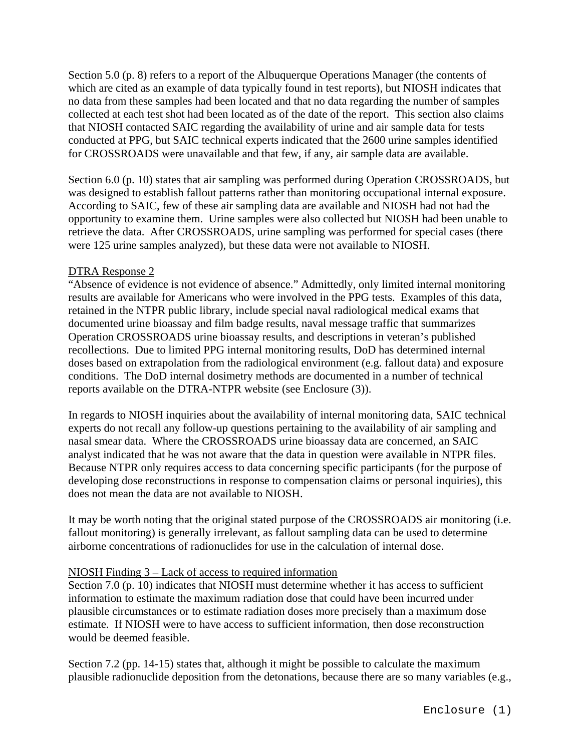Section 5.0 (p. 8) refers to a report of the Albuquerque Operations Manager (the contents of which are cited as an example of data typically found in test reports), but NIOSH indicates that no data from these samples had been located and that no data regarding the number of samples collected at each test shot had been located as of the date of the report. This section also claims that NIOSH contacted SAIC regarding the availability of urine and air sample data for tests conducted at PPG, but SAIC technical experts indicated that the 2600 urine samples identified for CROSSROADS were unavailable and that few, if any, air sample data are available.

Section 6.0 (p. 10) states that air sampling was performed during Operation CROSSROADS, but was designed to establish fallout patterns rather than monitoring occupational internal exposure. According to SAIC, few of these air sampling data are available and NIOSH had not had the opportunity to examine them. Urine samples were also collected but NIOSH had been unable to retrieve the data. After CROSSROADS, urine sampling was performed for special cases (there were 125 urine samples analyzed), but these data were not available to NIOSH.

DTRA Response 2

"Absence of evidence is not evidence of absence." Admittedly, only limited internal monitoring results are available for Americans who were involved in the PPG tests. Examples of this data, retained in the NTPR public library, include special naval radiological medical exams that documented urine bioassay and film badge results, naval message traffic that summarizes Operation CROSSROADS urine bioassay results, and descriptions in veteran's published recollections. Due to limited PPG internal monitoring results, DoD has determined internal doses based on extrapolation from the radiological environment (e.g. fallout data) and exposure conditions. The DoD internal dosimetry methods are documented in a number of technical reports available on the DTRA-NTPR website (see Enclosure (3)).

In regards to NIOSH inquiries about the availability of internal monitoring data, SAIC technical experts do not recall any follow-up questions pertaining to the availability of air sampling and nasal smear data. Where the CROSSROADS urine bioassay data are concerned, an SAIC analyst indicated that he was not aware that the data in question were available in NTPR files. Because NTPR only requires access to data concerning specific participants (for the purpose of developing dose reconstructions in response to compensation claims or personal inquiries), this does not mean the data are not available to NIOSH.

It may be worth noting that the original stated purpose of the CROSSROADS air monitoring (i.e. fallout monitoring) is generally irrelevant, as fallout sampling data can be used to determine airborne concentrations of radionuclides for use in the calculation of internal dose.

NIOSH Finding 3 – Lack of access to required information

Section 7.0 (p. 10) indicates that NIOSH must determine whether it has access to sufficient information to estimate the maximum radiation dose that could have been incurred under plausible circumstances or to estimate radiation doses more precisely than a maximum dose estimate. If NIOSH were to have access to sufficient information, then dose reconstruction would be deemed feasible.

Section 7.2 (pp. 14-15) states that, although it might be possible to calculate the maximum plausible radionuclide deposition from the detonations, because there are so many variables (e.g.,

Enclosure (1)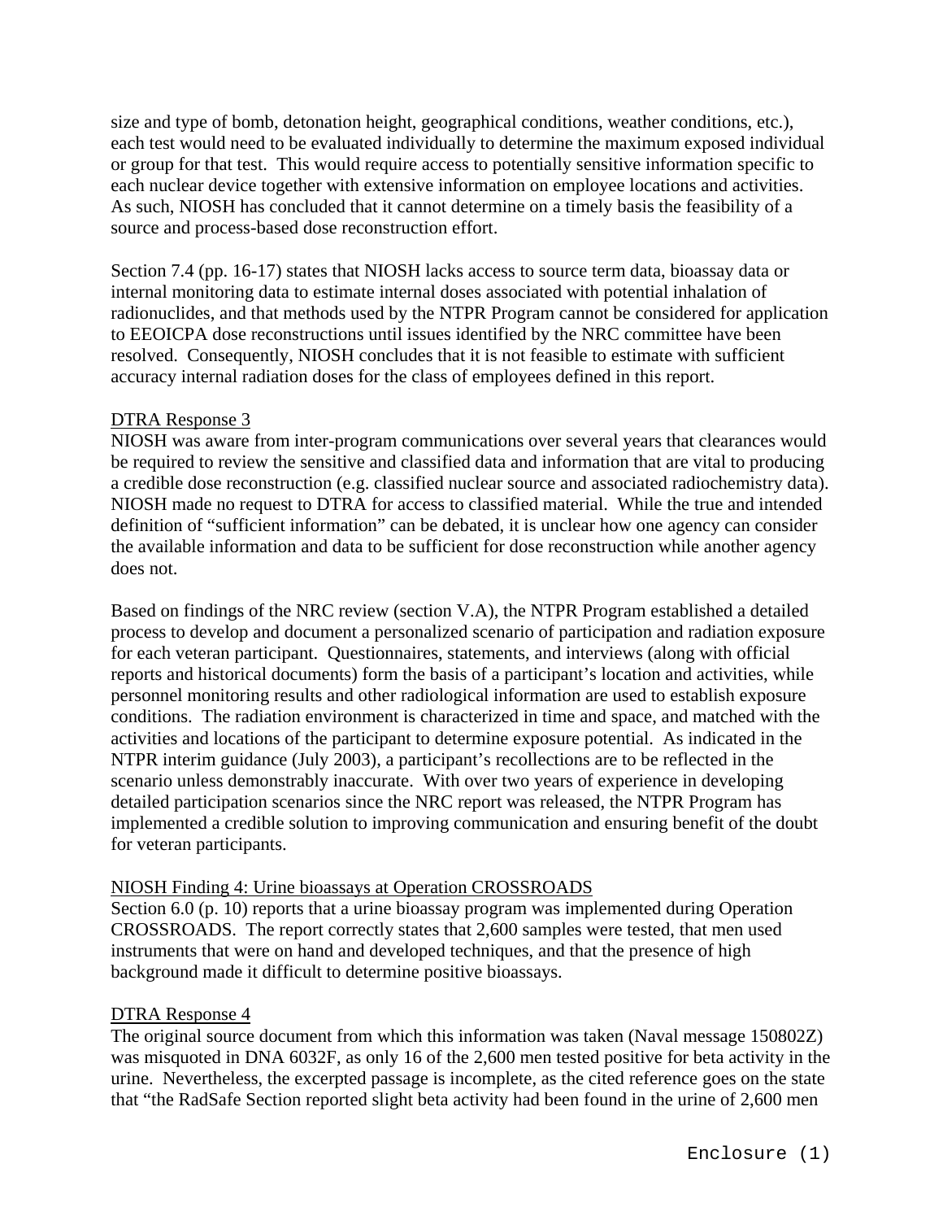size and type of bomb, detonation height, geographical conditions, weather conditions, etc.), each test would need to be evaluated individually to determine the maximum exposed individual or group for that test. This would require access to potentially sensitive information specific to each nuclear device together with extensive information on employee locations and activities. As such, NIOSH has concluded that it cannot determine on a timely basis the feasibility of a source and process-based dose reconstruction effort.

Section 7.4 (pp. 16-17) states that NIOSH lacks access to source term data, bioassay data or internal monitoring data to estimate internal doses associated with potential inhalation of radionuclides, and that methods used by the NTPR Program cannot be considered for application to EEOICPA dose reconstructions until issues identified by the NRC committee have been resolved. Consequently, NIOSH concludes that it is not feasible to estimate with sufficient accuracy internal radiation doses for the class of employees defined in this report.

DTRA Response 3

NIOSH was aware from inter-program communications over several years that clearances would be required to review the sensitive and classified data and information that are vital to producing a credible dose reconstruction (e.g. classified nuclear source and associated radiochemistry data). NIOSH made no request to DTRA for access to classified material. While the true and intended definition of "sufficient information" can be debated, it is unclear how one agency can consider the available information and data to be sufficient for dose reconstruction while another agency does not.

Based on findings of the NRC review (section V.A), the NTPR Program established a detailed process to develop and document a personalized scenario of participation and radiation exposure for each veteran participant. Questionnaires, statements, and interviews (along with official reports and historical documents) form the basis of a participant's location and activities, while personnel monitoring results and other radiological information are used to establish exposure conditions. The radiation environment is characterized in time and space, and matched with the activities and locations of the participant to determine exposure potential. As indicated in the NTPR interim guidance (July 2003), a participant's recollections are to be reflected in the scenario unless demonstrably inaccurate. With over two years of experience in developing detailed participation scenarios since the NRC report was released, the NTPR Program has implemented a credible solution to improving communication and ensuring benefit of the doubt for veteran participants.

NIOSH Finding 4: Urine bioassays at Operation CROSSROADS

Section 6.0 (p. 10) reports that a urine bioassay program was implemented during Operation CROSSROADS. The report correctly states that 2,600 samples were tested, that men used instruments that were on hand and developed techniques, and that the presence of high background made it difficult to determine positive bioassays.

DTRA Response 4

The original source document from which this information was taken (Naval message 150802Z) was misquoted in DNA 6032F, as only 16 of the 2,600 men tested positive for beta activity in the urine. Nevertheless, the excerpted passage is incomplete, as the cited reference goes on the state that "the RadSafe Section reported slight beta activity had been found in the urine of 2,600 men

Enclosure (1)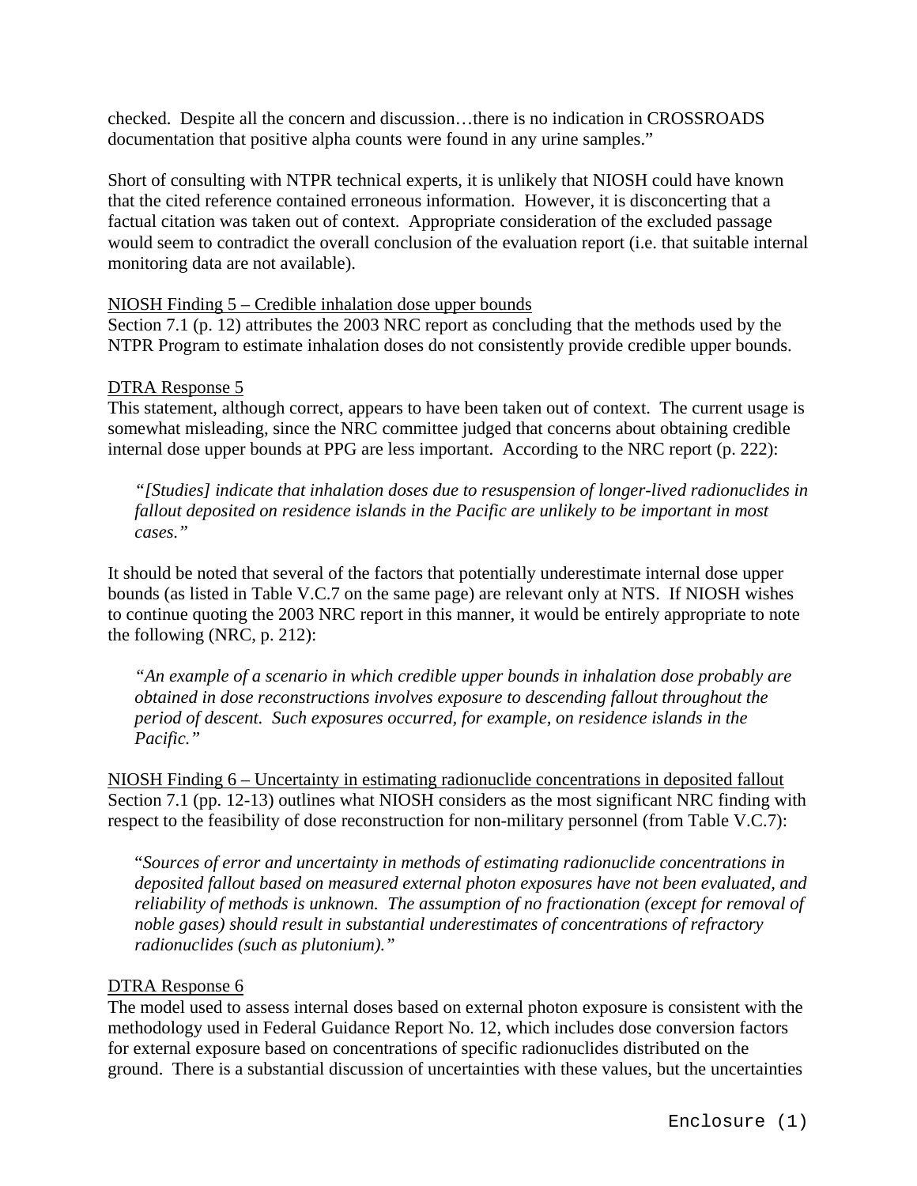checked. Despite all the concern and discussion…there is no indication in CROSSROADS documentation that positive alpha counts were found in any urine samples."

Short of consulting with NTPR technical experts, it is unlikely that NIOSH could have known that the cited reference contained erroneous information. However, it is disconcerting that a factual citation was taken out of context. Appropriate consideration of the excluded passage would seem to contradict the overall conclusion of the evaluation report (i.e. that suitable internal monitoring data are not available).

NIOSH Finding 5 – Credible inhalation dose upper bounds
Section 7.1 (p. 12) attributes the 2003 NRC report as concluding that the methods used by the NTPR Program to estimate inhalation doses do not consistently provide credible upper bounds.

DTRA Response 5
This statement, although correct, appears to have been taken out of context. The current usage is somewhat misleading, since the NRC committee judged that concerns about obtaining credible internal dose upper bounds at PPG are less important. According to the NRC report (p. 222):

> *"[Studies] indicate that inhalation doses due to resuspension of longer-lived radionuclides in fallout deposited on residence islands in the Pacific are unlikely to be important in most cases."*

It should be noted that several of the factors that potentially underestimate internal dose upper bounds (as listed in Table V.C.7 on the same page) are relevant only at NTS. If NIOSH wishes to continue quoting the 2003 NRC report in this manner, it would be entirely appropriate to note the following (NRC, p. 212):

> *"An example of a scenario in which credible upper bounds in inhalation dose probably are obtained in dose reconstructions involves exposure to descending fallout throughout the period of descent. Such exposures occurred, for example, on residence islands in the Pacific."*

NIOSH Finding 6 – Uncertainty in estimating radionuclide concentrations in deposited fallout
Section 7.1 (pp. 12-13) outlines what NIOSH considers as the most significant NRC finding with respect to the feasibility of dose reconstruction for non-military personnel (from Table V.C.7):

> "*Sources of error and uncertainty in methods of estimating radionuclide concentrations in deposited fallout based on measured external photon exposures have not been evaluated, and reliability of methods is unknown. The assumption of no fractionation (except for removal of noble gases) should result in substantial underestimates of concentrations of refractory radionuclides (such as plutonium)."*

DTRA Response 6
The model used to assess internal doses based on external photon exposure is consistent with the methodology used in Federal Guidance Report No. 12, which includes dose conversion factors for external exposure based on concentrations of specific radionuclides distributed on the ground. There is a substantial discussion of uncertainties with these values, but the uncertainties

Enclosure (1)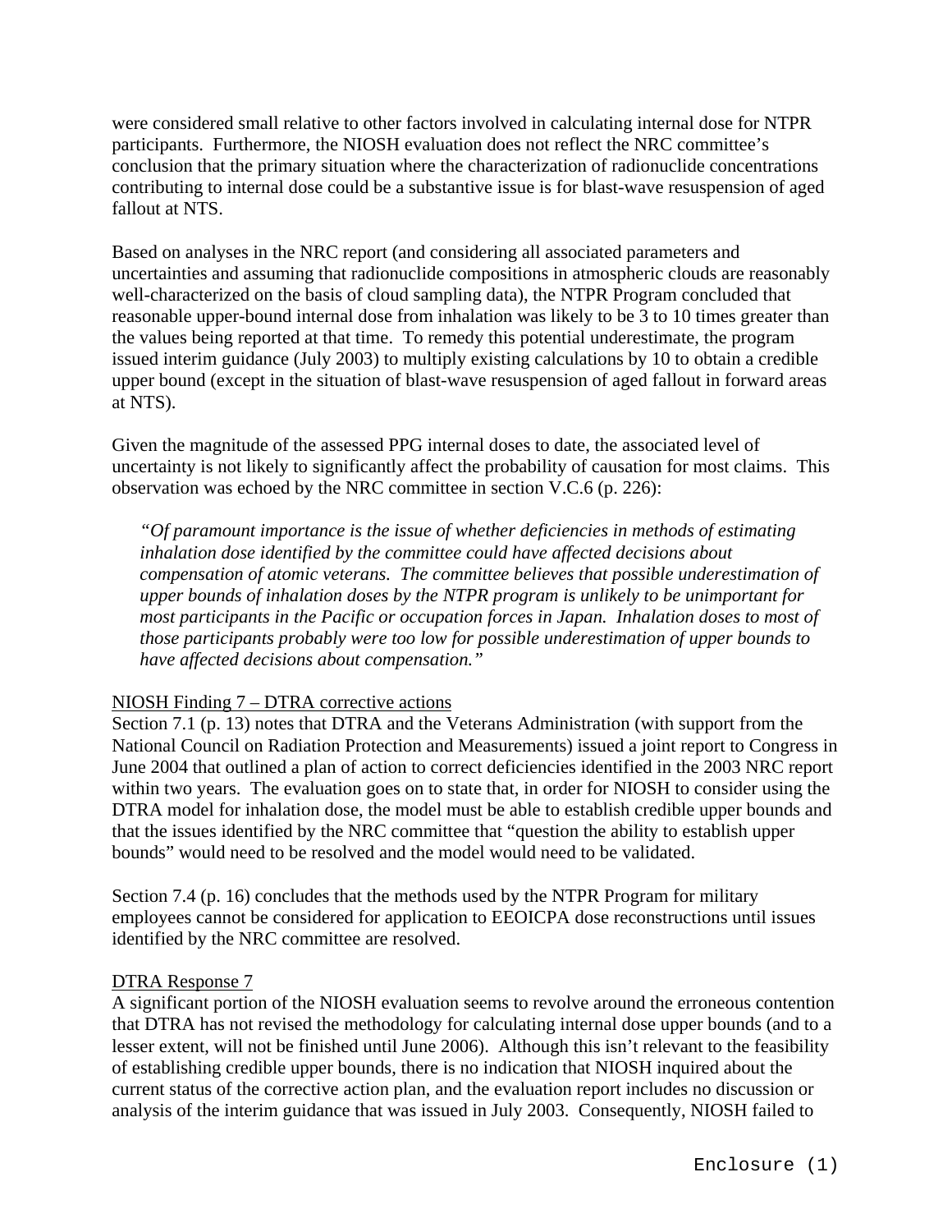were considered small relative to other factors involved in calculating internal dose for NTPR participants. Furthermore, the NIOSH evaluation does not reflect the NRC committee's conclusion that the primary situation where the characterization of radionuclide concentrations contributing to internal dose could be a substantive issue is for blast-wave resuspension of aged fallout at NTS.

Based on analyses in the NRC report (and considering all associated parameters and uncertainties and assuming that radionuclide compositions in atmospheric clouds are reasonably well-characterized on the basis of cloud sampling data), the NTPR Program concluded that reasonable upper-bound internal dose from inhalation was likely to be 3 to 10 times greater than the values being reported at that time. To remedy this potential underestimate, the program issued interim guidance (July 2003) to multiply existing calculations by 10 to obtain a credible upper bound (except in the situation of blast-wave resuspension of aged fallout in forward areas at NTS).

Given the magnitude of the assessed PPG internal doses to date, the associated level of uncertainty is not likely to significantly affect the probability of causation for most claims. This observation was echoed by the NRC committee in section V.C.6 (p. 226):

> *"Of paramount importance is the issue of whether deficiencies in methods of estimating inhalation dose identified by the committee could have affected decisions about compensation of atomic veterans. The committee believes that possible underestimation of upper bounds of inhalation doses by the NTPR program is unlikely to be unimportant for most participants in the Pacific or occupation forces in Japan. Inhalation doses to most of those participants probably were too low for possible underestimation of upper bounds to have affected decisions about compensation."*

NIOSH Finding 7 – DTRA corrective actions

Section 7.1 (p. 13) notes that DTRA and the Veterans Administration (with support from the National Council on Radiation Protection and Measurements) issued a joint report to Congress in June 2004 that outlined a plan of action to correct deficiencies identified in the 2003 NRC report within two years. The evaluation goes on to state that, in order for NIOSH to consider using the DTRA model for inhalation dose, the model must be able to establish credible upper bounds and that the issues identified by the NRC committee that "question the ability to establish upper bounds" would need to be resolved and the model would need to be validated.

Section 7.4 (p. 16) concludes that the methods used by the NTPR Program for military employees cannot be considered for application to EEOICPA dose reconstructions until issues identified by the NRC committee are resolved.

DTRA Response 7

A significant portion of the NIOSH evaluation seems to revolve around the erroneous contention that DTRA has not revised the methodology for calculating internal dose upper bounds (and to a lesser extent, will not be finished until June 2006). Although this isn't relevant to the feasibility of establishing credible upper bounds, there is no indication that NIOSH inquired about the current status of the corrective action plan, and the evaluation report includes no discussion or analysis of the interim guidance that was issued in July 2003. Consequently, NIOSH failed to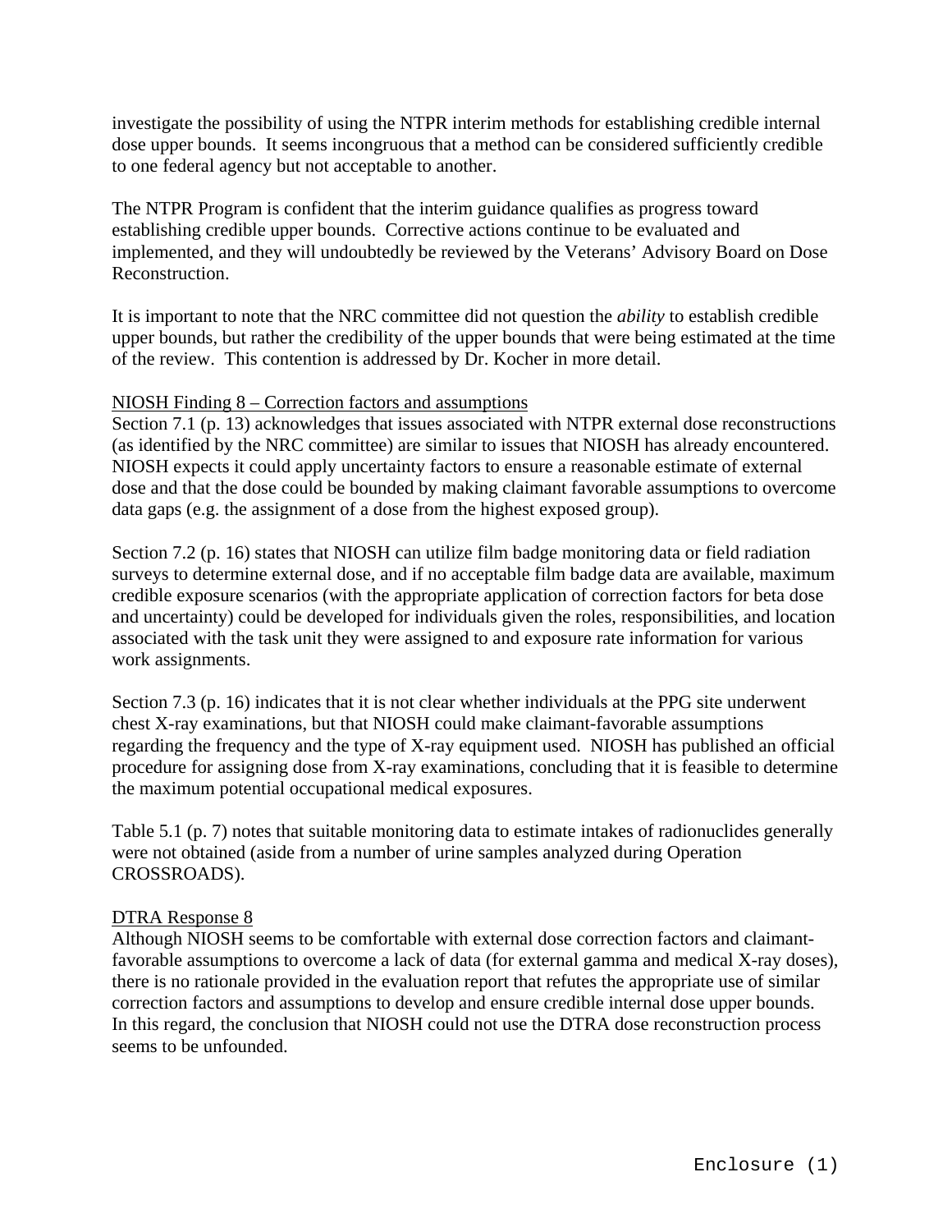investigate the possibility of using the NTPR interim methods for establishing credible internal dose upper bounds. It seems incongruous that a method can be considered sufficiently credible to one federal agency but not acceptable to another.

The NTPR Program is confident that the interim guidance qualifies as progress toward establishing credible upper bounds. Corrective actions continue to be evaluated and implemented, and they will undoubtedly be reviewed by the Veterans' Advisory Board on Dose Reconstruction.

It is important to note that the NRC committee did not question the *ability* to establish credible upper bounds, but rather the credibility of the upper bounds that were being estimated at the time of the review. This contention is addressed by Dr. Kocher in more detail.

<u>NIOSH Finding 8 – Correction factors and assumptions</u>
Section 7.1 (p. 13) acknowledges that issues associated with NTPR external dose reconstructions (as identified by the NRC committee) are similar to issues that NIOSH has already encountered. NIOSH expects it could apply uncertainty factors to ensure a reasonable estimate of external dose and that the dose could be bounded by making claimant favorable assumptions to overcome data gaps (e.g. the assignment of a dose from the highest exposed group).

Section 7.2 (p. 16) states that NIOSH can utilize film badge monitoring data or field radiation surveys to determine external dose, and if no acceptable film badge data are available, maximum credible exposure scenarios (with the appropriate application of correction factors for beta dose and uncertainty) could be developed for individuals given the roles, responsibilities, and location associated with the task unit they were assigned to and exposure rate information for various work assignments.

Section 7.3 (p. 16) indicates that it is not clear whether individuals at the PPG site underwent chest X-ray examinations, but that NIOSH could make claimant-favorable assumptions regarding the frequency and the type of X-ray equipment used. NIOSH has published an official procedure for assigning dose from X-ray examinations, concluding that it is feasible to determine the maximum potential occupational medical exposures.

Table 5.1 (p. 7) notes that suitable monitoring data to estimate intakes of radionuclides generally were not obtained (aside from a number of urine samples analyzed during Operation CROSSROADS).

<u>DTRA Response 8</u>
Although NIOSH seems to be comfortable with external dose correction factors and claimant-favorable assumptions to overcome a lack of data (for external gamma and medical X-ray doses), there is no rationale provided in the evaluation report that refutes the appropriate use of similar correction factors and assumptions to develop and ensure credible internal dose upper bounds. In this regard, the conclusion that NIOSH could not use the DTRA dose reconstruction process seems to be unfounded.

Enclosure (1)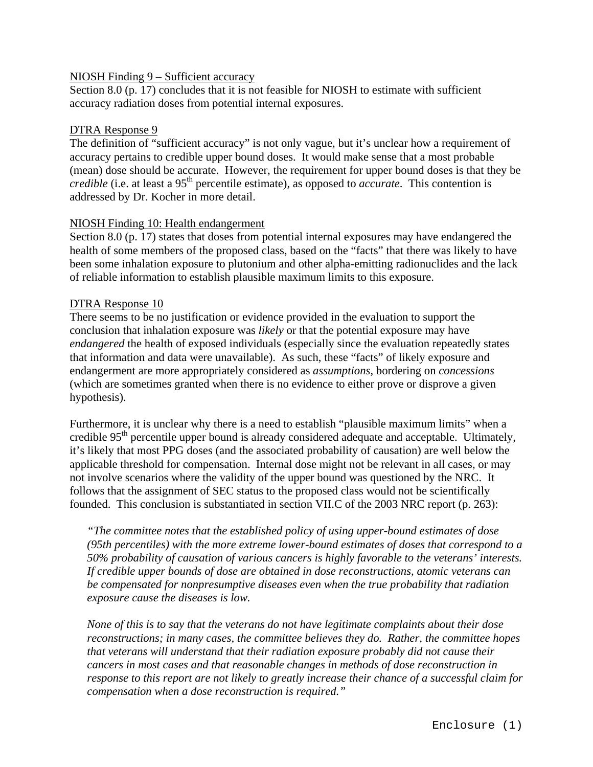NIOSH Finding 9 – Sufficient accuracy

Section 8.0 (p. 17) concludes that it is not feasible for NIOSH to estimate with sufficient accuracy radiation doses from potential internal exposures.

DTRA Response 9

The definition of "sufficient accuracy" is not only vague, but it's unclear how a requirement of accuracy pertains to credible upper bound doses. It would make sense that a most probable (mean) dose should be accurate. However, the requirement for upper bound doses is that they be *credible* (i.e. at least a 95$^{th}$ percentile estimate), as opposed to *accurate*. This contention is addressed by Dr. Kocher in more detail.

NIOSH Finding 10: Health endangerment

Section 8.0 (p. 17) states that doses from potential internal exposures may have endangered the health of some members of the proposed class, based on the "facts" that there was likely to have been some inhalation exposure to plutonium and other alpha-emitting radionuclides and the lack of reliable information to establish plausible maximum limits to this exposure.

DTRA Response 10

There seems to be no justification or evidence provided in the evaluation to support the conclusion that inhalation exposure was *likely* or that the potential exposure may have *endangered* the health of exposed individuals (especially since the evaluation repeatedly states that information and data were unavailable). As such, these "facts" of likely exposure and endangerment are more appropriately considered as *assumptions*, bordering on *concessions* (which are sometimes granted when there is no evidence to either prove or disprove a given hypothesis).

Furthermore, it is unclear why there is a need to establish "plausible maximum limits" when a credible 95$^{th}$ percentile upper bound is already considered adequate and acceptable. Ultimately, it's likely that most PPG doses (and the associated probability of causation) are well below the applicable threshold for compensation. Internal dose might not be relevant in all cases, or may not involve scenarios where the validity of the upper bound was questioned by the NRC. It follows that the assignment of SEC status to the proposed class would not be scientifically founded. This conclusion is substantiated in section VII.C of the 2003 NRC report (p. 263):

> *"The committee notes that the established policy of using upper-bound estimates of dose (95th percentiles) with the more extreme lower-bound estimates of doses that correspond to a 50% probability of causation of various cancers is highly favorable to the veterans' interests. If credible upper bounds of dose are obtained in dose reconstructions, atomic veterans can be compensated for nonpresumptive diseases even when the true probability that radiation exposure cause the diseases is low.*
>
> *None of this is to say that the veterans do not have legitimate complaints about their dose reconstructions; in many cases, the committee believes they do. Rather, the committee hopes that veterans will understand that their radiation exposure probably did not cause their cancers in most cases and that reasonable changes in methods of dose reconstruction in response to this report are not likely to greatly increase their chance of a successful claim for compensation when a dose reconstruction is required."*

Enclosure (1)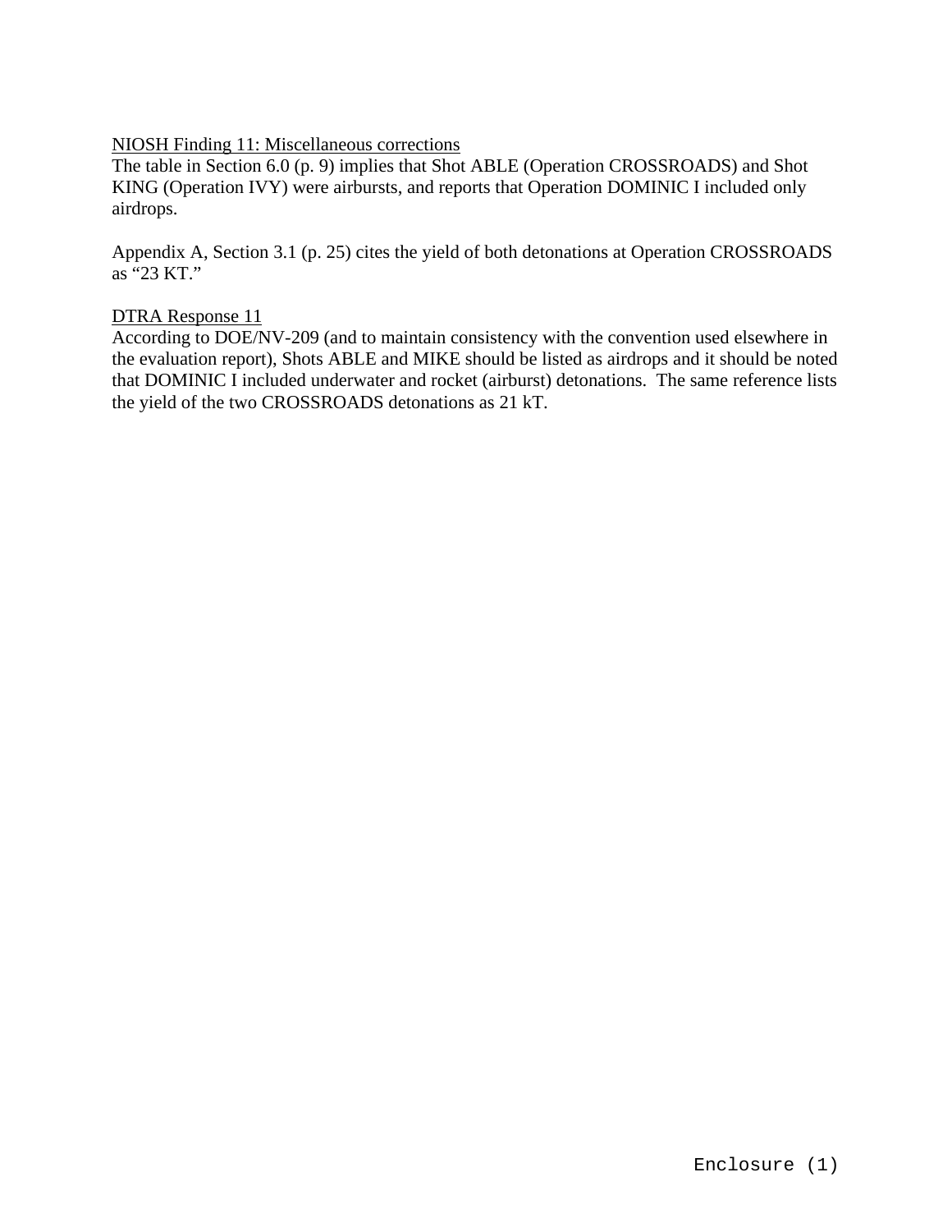NIOSH Finding 11: Miscellaneous corrections

The table in Section 6.0 (p. 9) implies that Shot ABLE (Operation CROSSROADS) and Shot KING (Operation IVY) were airbursts, and reports that Operation DOMINIC I included only airdrops.

Appendix A, Section 3.1 (p. 25) cites the yield of both detonations at Operation CROSSROADS as "23 KT."

DTRA Response 11

According to DOE/NV-209 (and to maintain consistency with the convention used elsewhere in the evaluation report), Shots ABLE and MIKE should be listed as airdrops and it should be noted that DOMINIC I included underwater and rocket (airburst) detonations. The same reference lists the yield of the two CROSSROADS detonations as 21 kT.

Enclosure (1)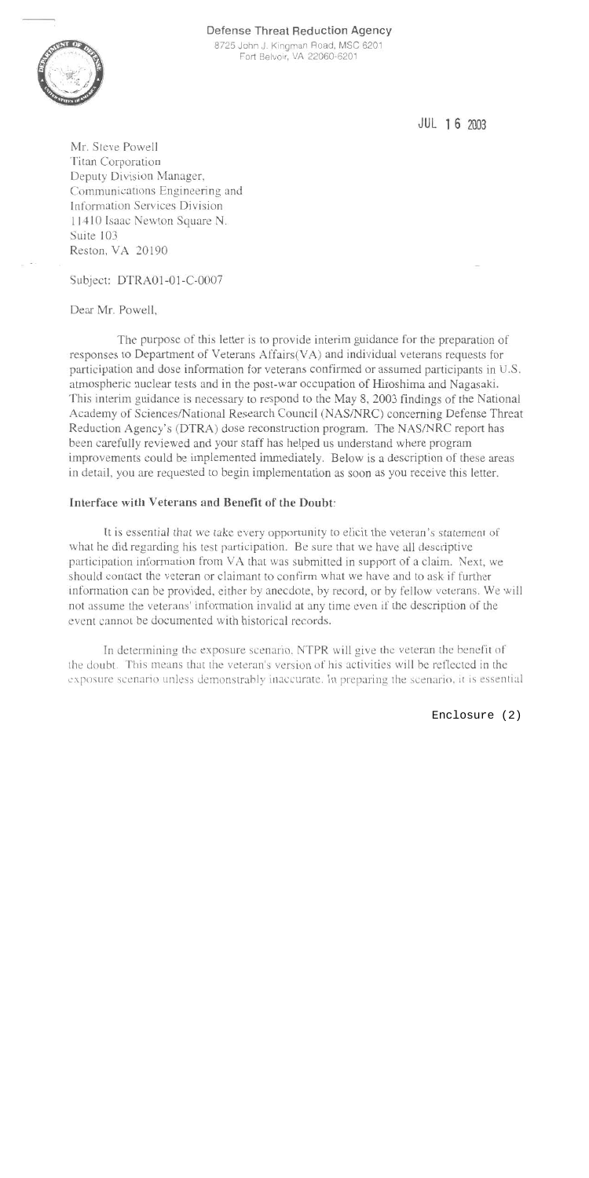**Defense Threat Reduction Agency**
8725 John J. Kingman Road, MSC 6201
Fort Belvoir, VA 22060-6201

JUL 16 2003

Mr. Steve Powell
Titan Corporation
Deputy Division Manager,
Communications Engineering and
Information Services Division
11410 Isaac Newton Square N.
Suite 103
Reston, VA 20190

Subject: DTRA01-01-C-0007

Dear Mr. Powell,

The purpose of this letter is to provide interim guidance for the preparation of responses to Department of Veterans Affairs(VA) and individual veterans requests for participation and dose information for veterans confirmed or assumed participants in U.S. atmospheric nuclear tests and in the post-war occupation of Hiroshima and Nagasaki. This interim guidance is necessary to respond to the May 8, 2003 findings of the National Academy of Sciences/National Research Council (NAS/NRC) concerning Defense Threat Reduction Agency's (DTRA) dose reconstruction program. The NAS/NRC report has been carefully reviewed and your staff has helped us understand where program improvements could be implemented immediately. Below is a description of these areas in detail, you are requested to begin implementation as soon as you receive this letter.

**Interface with Veterans and Benefit of the Doubt:**

It is essential that we take every opportunity to elicit the veteran's statement of what he did regarding his test participation. Be sure that we have all descriptive participation information from VA that was submitted in support of a claim. Next, we should contact the veteran or claimant to confirm what we have and to ask if further information can be provided, either by anecdote, by record, or by fellow veterans. We will not assume the veterans' information invalid at any time even if the description of the event cannot be documented with historical records.

In determining the exposure scenario, NTPR will give the veteran the benefit of the doubt. This means that the veteran's version of his activities will be reflected in the exposure scenario unless demonstrably inaccurate. In preparing the scenario, it is essential

Enclosure (2)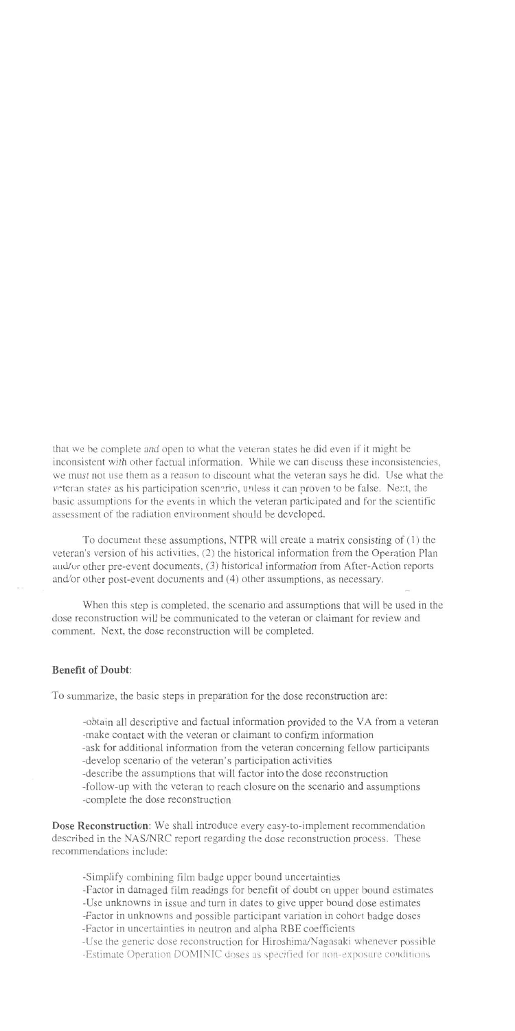that we be complete and open to what the veteran states he did even if it might be inconsistent with other factual information. While we can discuss these inconsistencies, we must not use them as a reason to discount what the veteran says he did. Use what the veteran states as his participation scenario, unless it can proven to be false. Next, the basic assumptions for the events in which the veteran participated and for the scientific assessment of the radiation environment should be developed.

To document these assumptions, NTPR will create a matrix consisting of (1) the veteran's version of his activities, (2) the historical information from the Operation Plan and/or other pre-event documents, (3) historical information from After-Action reports and/or other post-event documents and (4) other assumptions, as necessary.

When this step is completed, the scenario and assumptions that will be used in the dose reconstruction will be communicated to the veteran or claimant for review and comment. Next, the dose reconstruction will be completed.

**Benefit of Doubt**:

To summarize, the basic steps in preparation for the dose reconstruction are:

- obtain all descriptive and factual information provided to the VA from a veteran
- make contact with the veteran or claimant to confirm information
- ask for additional information from the veteran concerning fellow participants
- develop scenario of the veteran's participation activities
- describe the assumptions that will factor into the dose reconstruction
- follow-up with the veteran to reach closure on the scenario and assumptions
- complete the dose reconstruction

**Dose Reconstruction**: We shall introduce every easy-to-implement recommendation described in the NAS/NRC report regarding the dose reconstruction process. These recommendations include:

- Simplify combining film badge upper bound uncertainties
- Factor in damaged film readings for benefit of doubt on upper bound estimates
- Use unknowns in issue and turn in dates to give upper bound dose estimates
- Factor in unknowns and possible participant variation in cohort badge doses
- Factor in uncertainties in neutron and alpha RBE coefficients
- Use the generic dose reconstruction for Hiroshima/Nagasaki whenever possible
- Estimate Operation DOMINIC doses as specified for non-exposure conditions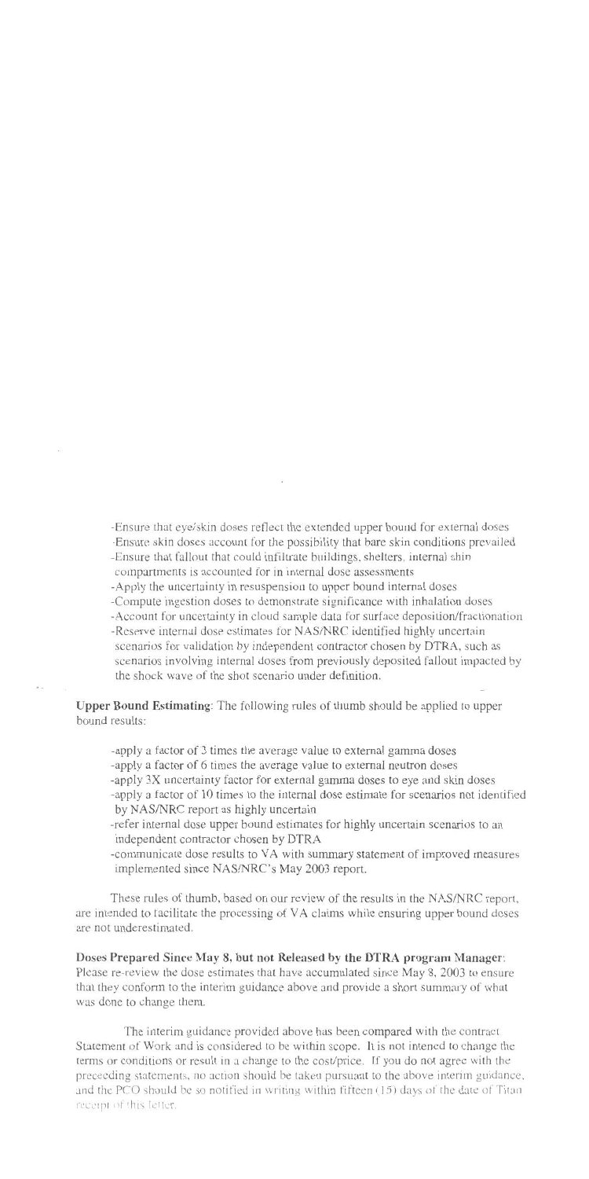-Ensure that eye/skin doses reflect the extended upper bound for external doses
-Ensure skin doses account for the possibility that bare skin conditions prevailed
-Ensure that fallout that could infiltrate buildings, shelters, internal ship compartments is accounted for in internal dose assessments
-Apply the uncertainty in resuspension to upper bound internal doses
-Compute ingestion doses to demonstrate significance with inhalation doses
-Account for uncertainty in cloud sample data for surface deposition/fractionation
-Reserve internal dose estimates for NAS/NRC identified highly uncertain scenarios for validation by independent contractor chosen by DTRA, such as scenarios involving internal doses from previously deposited fallout impacted by the shock wave of the shot scenario under definition.

**Upper Bound Estimating**: The following rules of thumb should be applied to upper bound results:

-apply a factor of 3 times the average value to external gamma doses
-apply a factor of 6 times the average value to external neutron doses
-apply 3X uncertainty factor for external gamma doses to eye and skin doses
-apply a factor of 10 times to the internal dose estimate for scenarios not identified by NAS/NRC report as highly uncertain
-refer internal dose upper bound estimates for highly uncertain scenarios to an independent contractor chosen by DTRA
-communicate dose results to VA with summary statement of improved measures implemented since NAS/NRC's May 2003 report.

These rules of thumb, based on our review of the results in the NAS/NRC report, are intended to facilitate the processing of VA claims while ensuring upper bound doses are not underestimated.

**Doses Prepared Since May 8, but not Released by the DTRA program Manager**: Please re-review the dose estimates that have accumulated since May 8, 2003 to ensure that they conform to the interim guidance above and provide a short summary of what was done to change them.

The interim guidance provided above has been compared with the contract Statement of Work and is considered to be within scope. It is not intend to change the terms or conditions or result in a change to the cost/price. If you do not agree with the preceeding statements, no action should be taken pursuant to the above interim guidance, and the PCO should be so notified in writing within fifteen (15) days of the date of Titan receipt of this letter.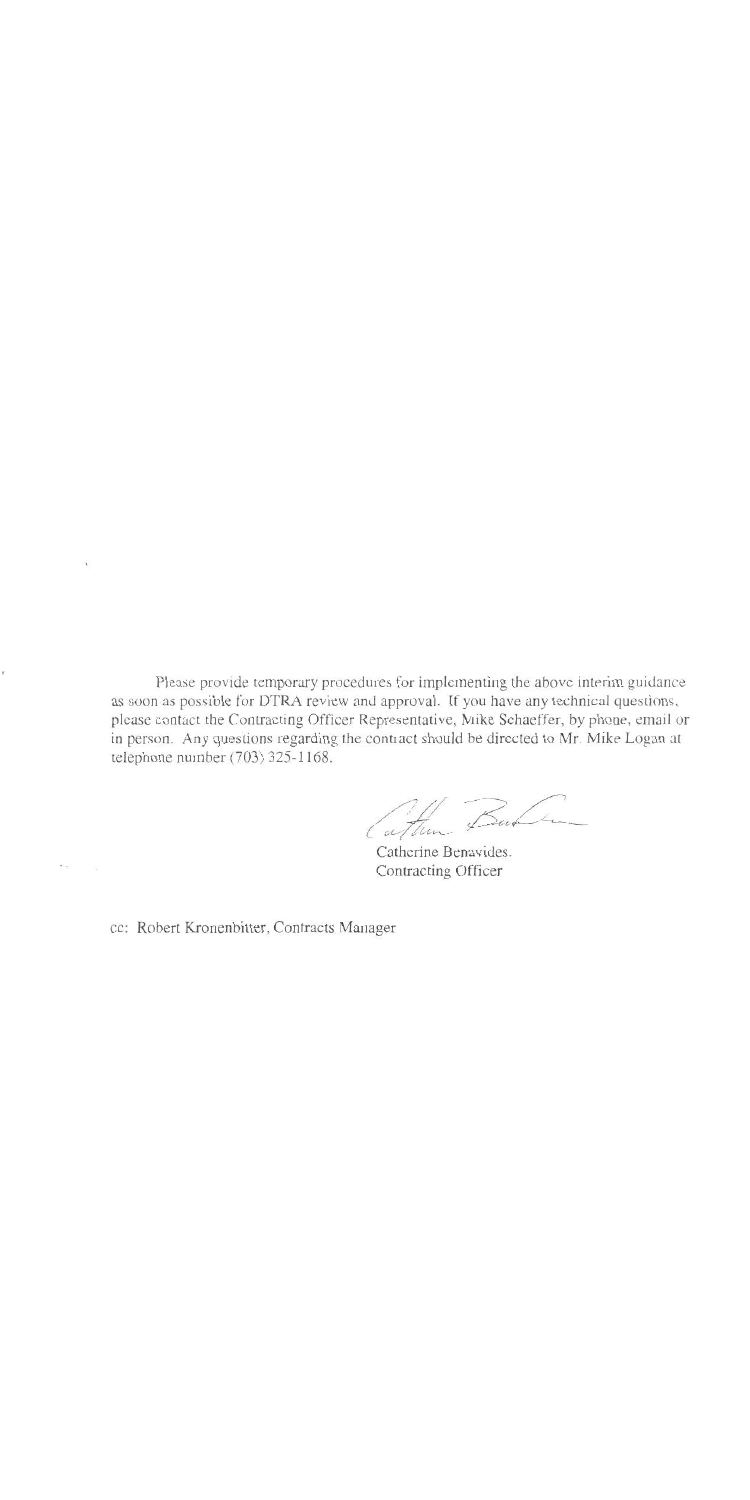Please provide temporary procedures for implementing the above interim guidance as soon as possible for DTRA review and approval. If you have any technical questions, please contact the Contracting Officer Representative, Mike Schaeffer, by phone, email or in person. Any questions regarding the contract should be directed to Mr. Mike Logan at telephone number (703) 325-1168.

Catherine Benavides,
Contracting Officer

cc: Robert Kronenbitter, Contracts Manager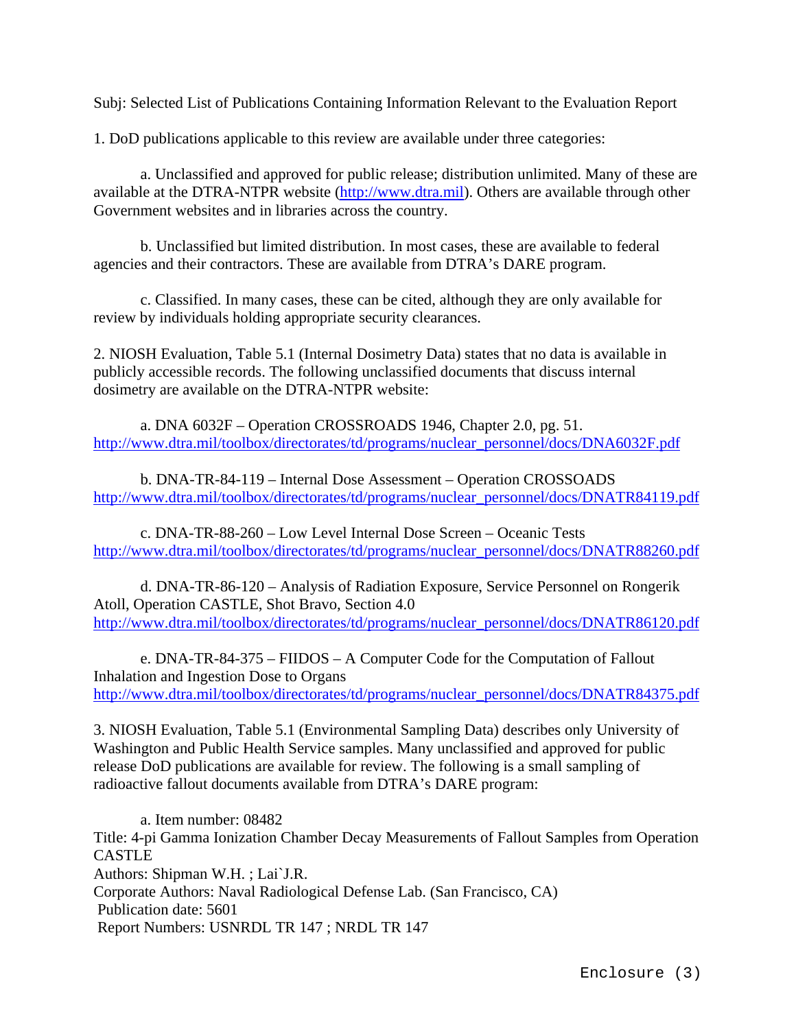Subj: Selected List of Publications Containing Information Relevant to the Evaluation Report

1. DoD publications applicable to this review are available under three categories:

a. Unclassified and approved for public release; distribution unlimited. Many of these are available at the DTRA-NTPR website (http://www.dtra.mil). Others are available through other Government websites and in libraries across the country.

b. Unclassified but limited distribution. In most cases, these are available to federal agencies and their contractors. These are available from DTRA's DARE program.

c. Classified. In many cases, these can be cited, although they are only available for review by individuals holding appropriate security clearances.

2. NIOSH Evaluation, Table 5.1 (Internal Dosimetry Data) states that no data is available in publicly accessible records. The following unclassified documents that discuss internal dosimetry are available on the DTRA-NTPR website:

a. DNA 6032F – Operation CROSSROADS 1946, Chapter 2.0, pg. 51.
http://www.dtra.mil/toolbox/directorates/td/programs/nuclear_personnel/docs/DNA6032F.pdf

b. DNA-TR-84-119 – Internal Dose Assessment – Operation CROSSOADS
http://www.dtra.mil/toolbox/directorates/td/programs/nuclear_personnel/docs/DNATR84119.pdf

c. DNA-TR-88-260 – Low Level Internal Dose Screen – Oceanic Tests
http://www.dtra.mil/toolbox/directorates/td/programs/nuclear_personnel/docs/DNATR88260.pdf

d. DNA-TR-86-120 – Analysis of Radiation Exposure, Service Personnel on Rongerik Atoll, Operation CASTLE, Shot Bravo, Section 4.0
http://www.dtra.mil/toolbox/directorates/td/programs/nuclear_personnel/docs/DNATR86120.pdf

e. DNA-TR-84-375 – FIIDOS – A Computer Code for the Computation of Fallout Inhalation and Ingestion Dose to Organs
http://www.dtra.mil/toolbox/directorates/td/programs/nuclear_personnel/docs/DNATR84375.pdf

3. NIOSH Evaluation, Table 5.1 (Environmental Sampling Data) describes only University of Washington and Public Health Service samples. Many unclassified and approved for public release DoD publications are available for review. The following is a small sampling of radioactive fallout documents available from DTRA's DARE program:

a. Item number: 08482
Title: 4-pi Gamma Ionization Chamber Decay Measurements of Fallout Samples from Operation CASTLE
Authors: Shipman W.H. ; Lai`J.R.
Corporate Authors: Naval Radiological Defense Lab. (San Francisco, CA)
Publication date: 5601
Report Numbers: USNRDL TR 147 ; NRDL TR 147

Enclosure (3)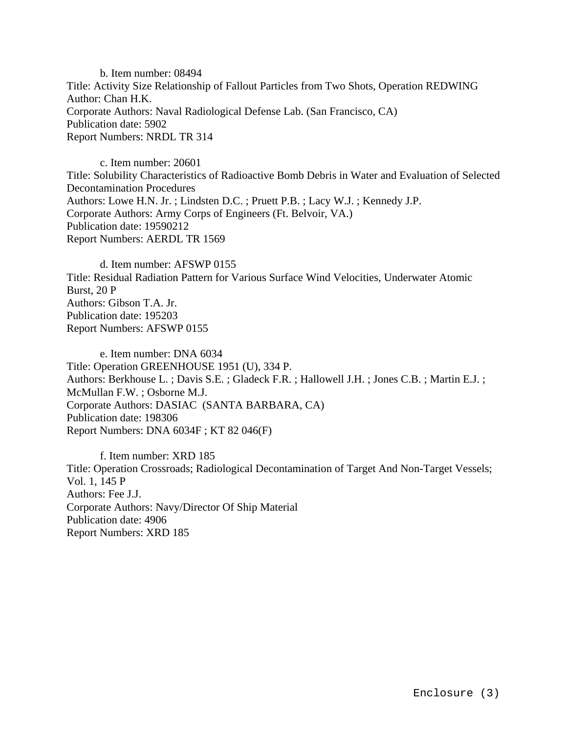b. Item number: 08494
Title: Activity Size Relationship of Fallout Particles from Two Shots, Operation REDWING
Author: Chan H.K.
Corporate Authors: Naval Radiological Defense Lab. (San Francisco, CA)
Publication date: 5902
Report Numbers: NRDL TR 314

c. Item number: 20601
Title: Solubility Characteristics of Radioactive Bomb Debris in Water and Evaluation of Selected Decontamination Procedures
Authors: Lowe H.N. Jr. ; Lindsten D.C. ; Pruett P.B. ; Lacy W.J. ; Kennedy J.P.
Corporate Authors: Army Corps of Engineers (Ft. Belvoir, VA.)
Publication date: 19590212
Report Numbers: AERDL TR 1569

d. Item number: AFSWP 0155
Title: Residual Radiation Pattern for Various Surface Wind Velocities, Underwater Atomic Burst, 20 P
Authors: Gibson T.A. Jr.
Publication date: 195203
Report Numbers: AFSWP 0155

e. Item number: DNA 6034
Title: Operation GREENHOUSE 1951 (U), 334 P.
Authors: Berkhouse L. ; Davis S.E. ; Gladeck F.R. ; Hallowell J.H. ; Jones C.B. ; Martin E.J. ; McMullan F.W. ; Osborne M.J.
Corporate Authors: DASIAC (SANTA BARBARA, CA)
Publication date: 198306
Report Numbers: DNA 6034F ; KT 82 046(F)

f. Item number: XRD 185
Title: Operation Crossroads; Radiological Decontamination of Target And Non-Target Vessels; Vol. 1, 145 P
Authors: Fee J.J.
Corporate Authors: Navy/Director Of Ship Material
Publication date: 4906
Report Numbers: XRD 185

Enclosure (3)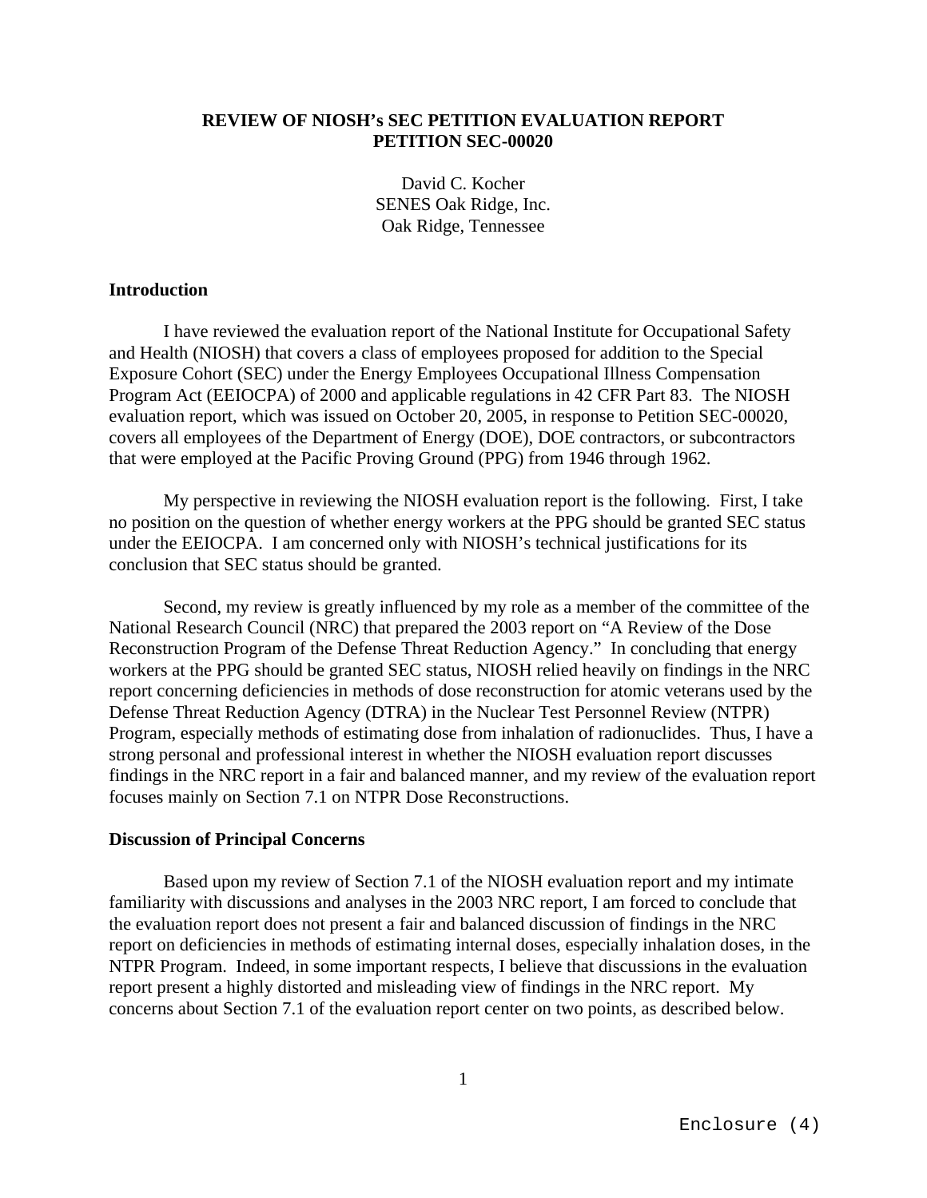**REVIEW OF NIOSH's SEC PETITION EVALUATION REPORT**
**PETITION SEC-00020**

David C. Kocher
SENES Oak Ridge, Inc.
Oak Ridge, Tennessee

## Introduction

I have reviewed the evaluation report of the National Institute for Occupational Safety and Health (NIOSH) that covers a class of employees proposed for addition to the Special Exposure Cohort (SEC) under the Energy Employees Occupational Illness Compensation Program Act (EEIOCPA) of 2000 and applicable regulations in 42 CFR Part 83. The NIOSH evaluation report, which was issued on October 20, 2005, in response to Petition SEC-00020, covers all employees of the Department of Energy (DOE), DOE contractors, or subcontractors that were employed at the Pacific Proving Ground (PPG) from 1946 through 1962.

My perspective in reviewing the NIOSH evaluation report is the following. First, I take no position on the question of whether energy workers at the PPG should be granted SEC status under the EEIOCPA. I am concerned only with NIOSH's technical justifications for its conclusion that SEC status should be granted.

Second, my review is greatly influenced by my role as a member of the committee of the National Research Council (NRC) that prepared the 2003 report on "A Review of the Dose Reconstruction Program of the Defense Threat Reduction Agency." In concluding that energy workers at the PPG should be granted SEC status, NIOSH relied heavily on findings in the NRC report concerning deficiencies in methods of dose reconstruction for atomic veterans used by the Defense Threat Reduction Agency (DTRA) in the Nuclear Test Personnel Review (NTPR) Program, especially methods of estimating dose from inhalation of radionuclides. Thus, I have a strong personal and professional interest in whether the NIOSH evaluation report discusses findings in the NRC report in a fair and balanced manner, and my review of the evaluation report focuses mainly on Section 7.1 on NTPR Dose Reconstructions.

## Discussion of Principal Concerns

Based upon my review of Section 7.1 of the NIOSH evaluation report and my intimate familiarity with discussions and analyses in the 2003 NRC report, I am forced to conclude that the evaluation report does not present a fair and balanced discussion of findings in the NRC report on deficiencies in methods of estimating internal doses, especially inhalation doses, in the NTPR Program. Indeed, in some important respects, I believe that discussions in the evaluation report present a highly distorted and misleading view of findings in the NRC report. My concerns about Section 7.1 of the evaluation report center on two points, as described below.

Enclosure (4)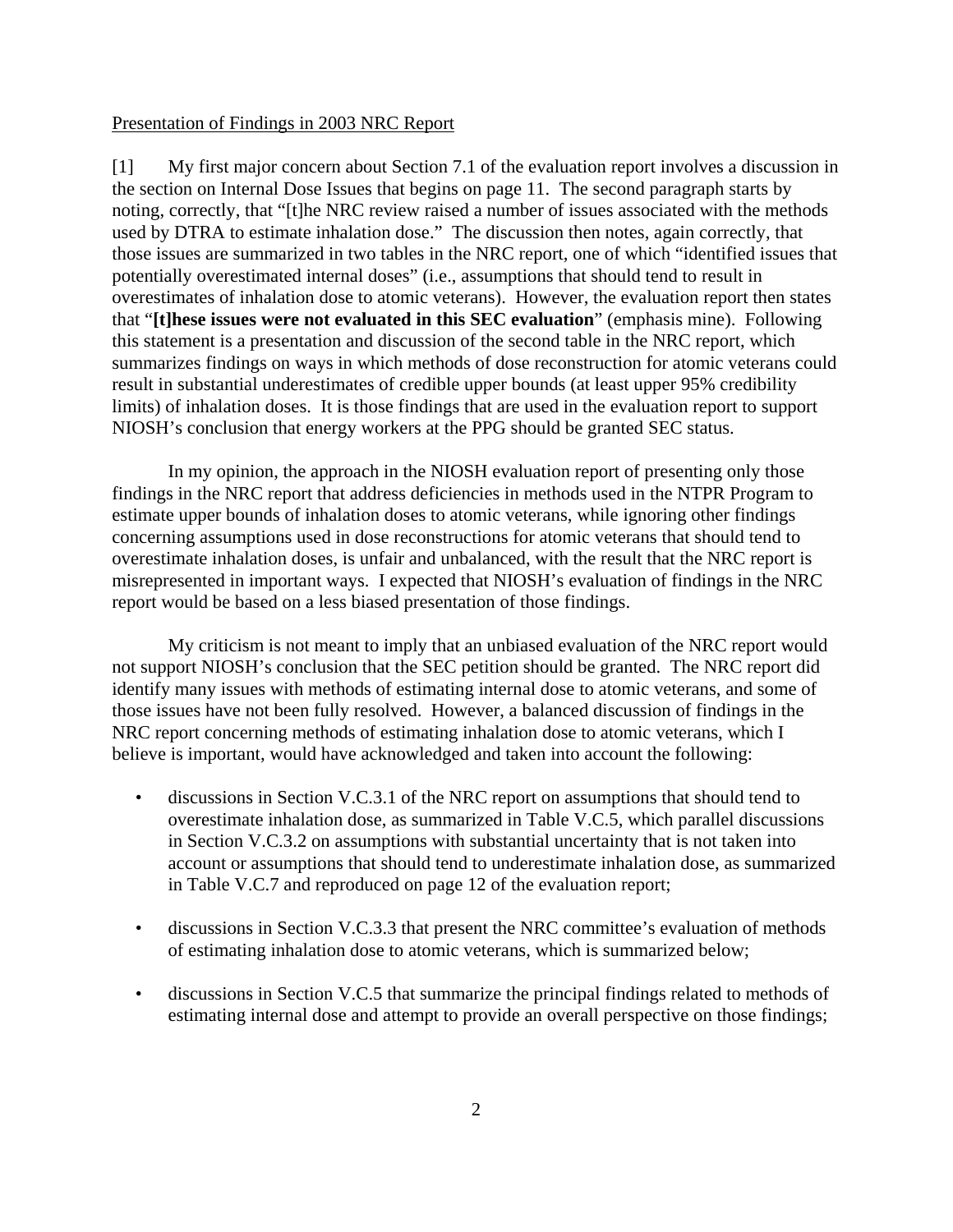Presentation of Findings in 2003 NRC Report

[1] My first major concern about Section 7.1 of the evaluation report involves a discussion in the section on Internal Dose Issues that begins on page 11. The second paragraph starts by noting, correctly, that "[t]he NRC review raised a number of issues associated with the methods used by DTRA to estimate inhalation dose." The discussion then notes, again correctly, that those issues are summarized in two tables in the NRC report, one of which "identified issues that potentially overestimated internal doses" (i.e., assumptions that should tend to result in overestimates of inhalation dose to atomic veterans). However, the evaluation report then states that "**[t]hese issues were not evaluated in this SEC evaluation**" (emphasis mine). Following this statement is a presentation and discussion of the second table in the NRC report, which summarizes findings on ways in which methods of dose reconstruction for atomic veterans could result in substantial underestimates of credible upper bounds (at least upper 95% credibility limits) of inhalation doses. It is those findings that are used in the evaluation report to support NIOSH's conclusion that energy workers at the PPG should be granted SEC status.

In my opinion, the approach in the NIOSH evaluation report of presenting only those findings in the NRC report that address deficiencies in methods used in the NTPR Program to estimate upper bounds of inhalation doses to atomic veterans, while ignoring other findings concerning assumptions used in dose reconstructions for atomic veterans that should tend to overestimate inhalation doses, is unfair and unbalanced, with the result that the NRC report is misrepresented in important ways. I expected that NIOSH's evaluation of findings in the NRC report would be based on a less biased presentation of those findings.

My criticism is not meant to imply that an unbiased evaluation of the NRC report would not support NIOSH's conclusion that the SEC petition should be granted. The NRC report did identify many issues with methods of estimating internal dose to atomic veterans, and some of those issues have not been fully resolved. However, a balanced discussion of findings in the NRC report concerning methods of estimating inhalation dose to atomic veterans, which I believe is important, would have acknowledged and taken into account the following:

- discussions in Section V.C.3.1 of the NRC report on assumptions that should tend to overestimate inhalation dose, as summarized in Table V.C.5, which parallel discussions in Section V.C.3.2 on assumptions with substantial uncertainty that is not taken into account or assumptions that should tend to underestimate inhalation dose, as summarized in Table V.C.7 and reproduced on page 12 of the evaluation report;
- discussions in Section V.C.3.3 that present the NRC committee's evaluation of methods of estimating inhalation dose to atomic veterans, which is summarized below;
- discussions in Section V.C.5 that summarize the principal findings related to methods of estimating internal dose and attempt to provide an overall perspective on those findings;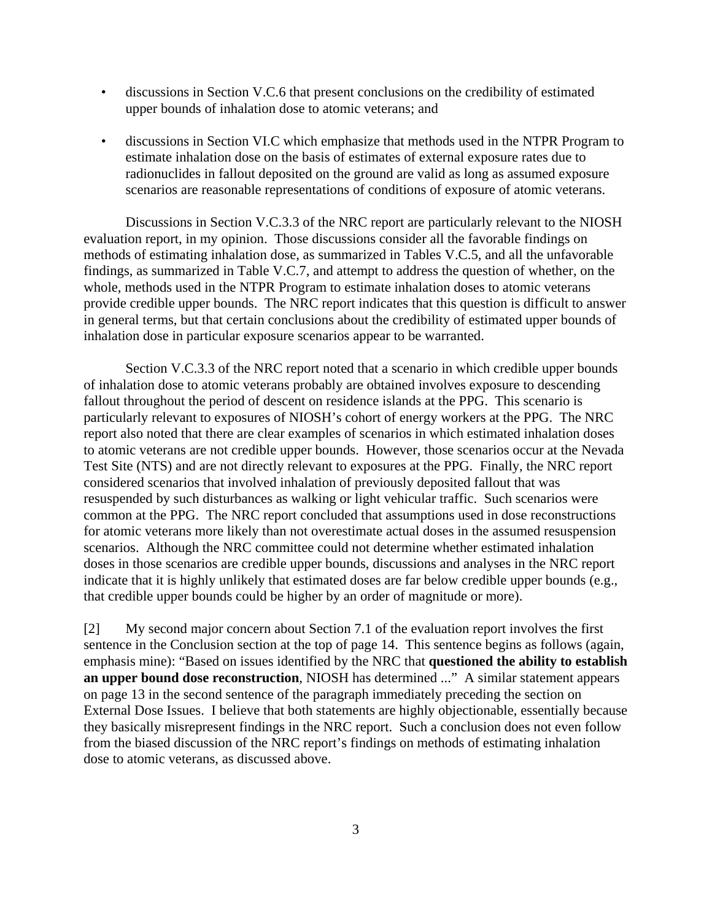- discussions in Section V.C.6 that present conclusions on the credibility of estimated upper bounds of inhalation dose to atomic veterans; and
- discussions in Section VI.C which emphasize that methods used in the NTPR Program to estimate inhalation dose on the basis of estimates of external exposure rates due to radionuclides in fallout deposited on the ground are valid as long as assumed exposure scenarios are reasonable representations of conditions of exposure of atomic veterans.

Discussions in Section V.C.3.3 of the NRC report are particularly relevant to the NIOSH evaluation report, in my opinion. Those discussions consider all the favorable findings on methods of estimating inhalation dose, as summarized in Tables V.C.5, and all the unfavorable findings, as summarized in Table V.C.7, and attempt to address the question of whether, on the whole, methods used in the NTPR Program to estimate inhalation doses to atomic veterans provide credible upper bounds. The NRC report indicates that this question is difficult to answer in general terms, but that certain conclusions about the credibility of estimated upper bounds of inhalation dose in particular exposure scenarios appear to be warranted.

Section V.C.3.3 of the NRC report noted that a scenario in which credible upper bounds of inhalation dose to atomic veterans probably are obtained involves exposure to descending fallout throughout the period of descent on residence islands at the PPG. This scenario is particularly relevant to exposures of NIOSH's cohort of energy workers at the PPG. The NRC report also noted that there are clear examples of scenarios in which estimated inhalation doses to atomic veterans are not credible upper bounds. However, those scenarios occur at the Nevada Test Site (NTS) and are not directly relevant to exposures at the PPG. Finally, the NRC report considered scenarios that involved inhalation of previously deposited fallout that was resuspended by such disturbances as walking or light vehicular traffic. Such scenarios were common at the PPG. The NRC report concluded that assumptions used in dose reconstructions for atomic veterans more likely than not overestimate actual doses in the assumed resuspension scenarios. Although the NRC committee could not determine whether estimated inhalation doses in those scenarios are credible upper bounds, discussions and analyses in the NRC report indicate that it is highly unlikely that estimated doses are far below credible upper bounds (e.g., that credible upper bounds could be higher by an order of magnitude or more).

[2] My second major concern about Section 7.1 of the evaluation report involves the first sentence in the Conclusion section at the top of page 14. This sentence begins as follows (again, emphasis mine): "Based on issues identified by the NRC that **questioned the ability to establish an upper bound dose reconstruction**, NIOSH has determined ..." A similar statement appears on page 13 in the second sentence of the paragraph immediately preceding the section on External Dose Issues. I believe that both statements are highly objectionable, essentially because they basically misrepresent findings in the NRC report. Such a conclusion does not even follow from the biased discussion of the NRC report's findings on methods of estimating inhalation dose to atomic veterans, as discussed above.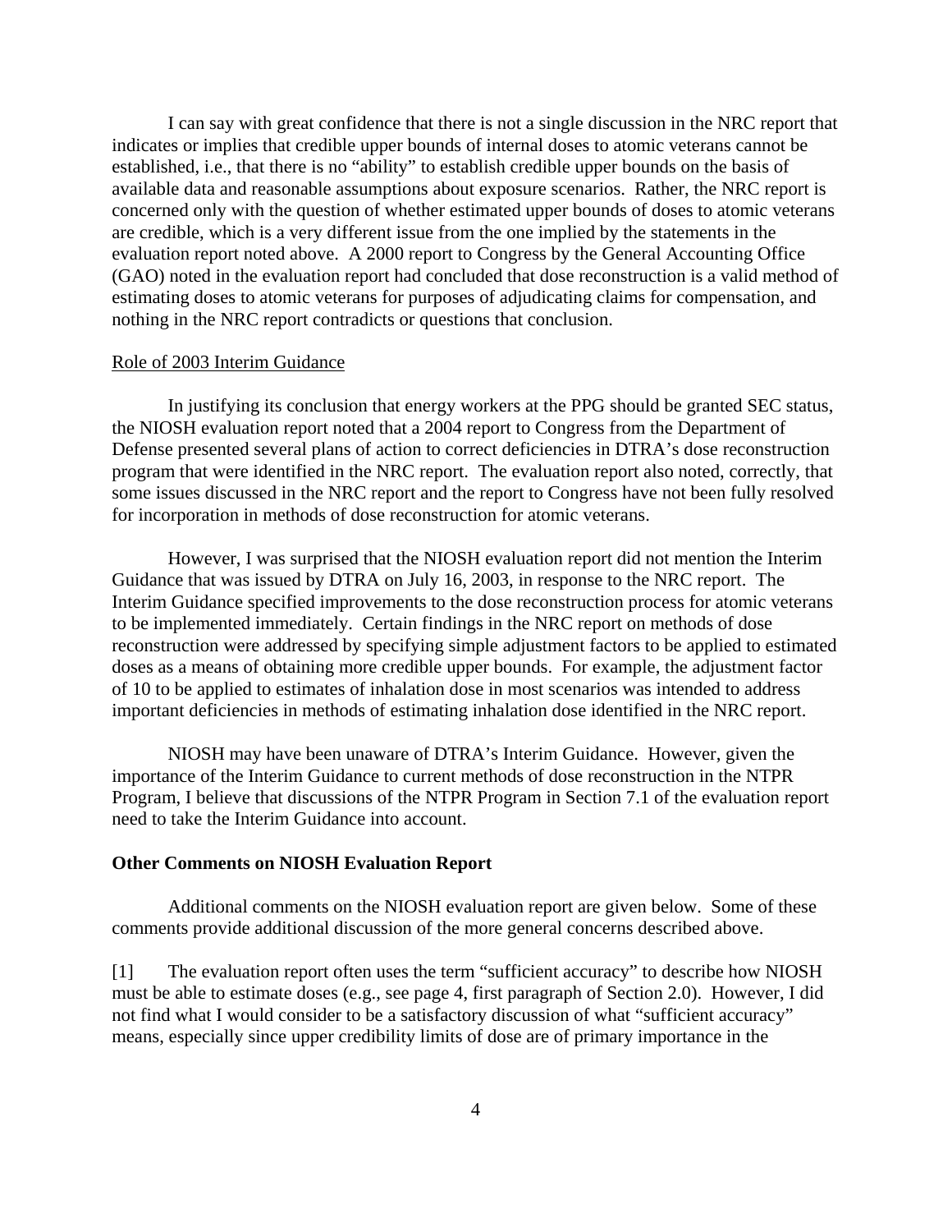I can say with great confidence that there is not a single discussion in the NRC report that indicates or implies that credible upper bounds of internal doses to atomic veterans cannot be established, i.e., that there is no "ability" to establish credible upper bounds on the basis of available data and reasonable assumptions about exposure scenarios. Rather, the NRC report is concerned only with the question of whether estimated upper bounds of doses to atomic veterans are credible, which is a very different issue from the one implied by the statements in the evaluation report noted above. A 2000 report to Congress by the General Accounting Office (GAO) noted in the evaluation report had concluded that dose reconstruction is a valid method of estimating doses to atomic veterans for purposes of adjudicating claims for compensation, and nothing in the NRC report contradicts or questions that conclusion.

Role of 2003 Interim Guidance

In justifying its conclusion that energy workers at the PPG should be granted SEC status, the NIOSH evaluation report noted that a 2004 report to Congress from the Department of Defense presented several plans of action to correct deficiencies in DTRA's dose reconstruction program that were identified in the NRC report. The evaluation report also noted, correctly, that some issues discussed in the NRC report and the report to Congress have not been fully resolved for incorporation in methods of dose reconstruction for atomic veterans.

However, I was surprised that the NIOSH evaluation report did not mention the Interim Guidance that was issued by DTRA on July 16, 2003, in response to the NRC report. The Interim Guidance specified improvements to the dose reconstruction process for atomic veterans to be implemented immediately. Certain findings in the NRC report on methods of dose reconstruction were addressed by specifying simple adjustment factors to be applied to estimated doses as a means of obtaining more credible upper bounds. For example, the adjustment factor of 10 to be applied to estimates of inhalation dose in most scenarios was intended to address important deficiencies in methods of estimating inhalation dose identified in the NRC report.

NIOSH may have been unaware of DTRA's Interim Guidance. However, given the importance of the Interim Guidance to current methods of dose reconstruction in the NTPR Program, I believe that discussions of the NTPR Program in Section 7.1 of the evaluation report need to take the Interim Guidance into account.

**Other Comments on NIOSH Evaluation Report**

Additional comments on the NIOSH evaluation report are given below. Some of these comments provide additional discussion of the more general concerns described above.

[1] The evaluation report often uses the term "sufficient accuracy" to describe how NIOSH must be able to estimate doses (e.g., see page 4, first paragraph of Section 2.0). However, I did not find what I would consider to be a satisfactory discussion of what "sufficient accuracy" means, especially since upper credibility limits of dose are of primary importance in the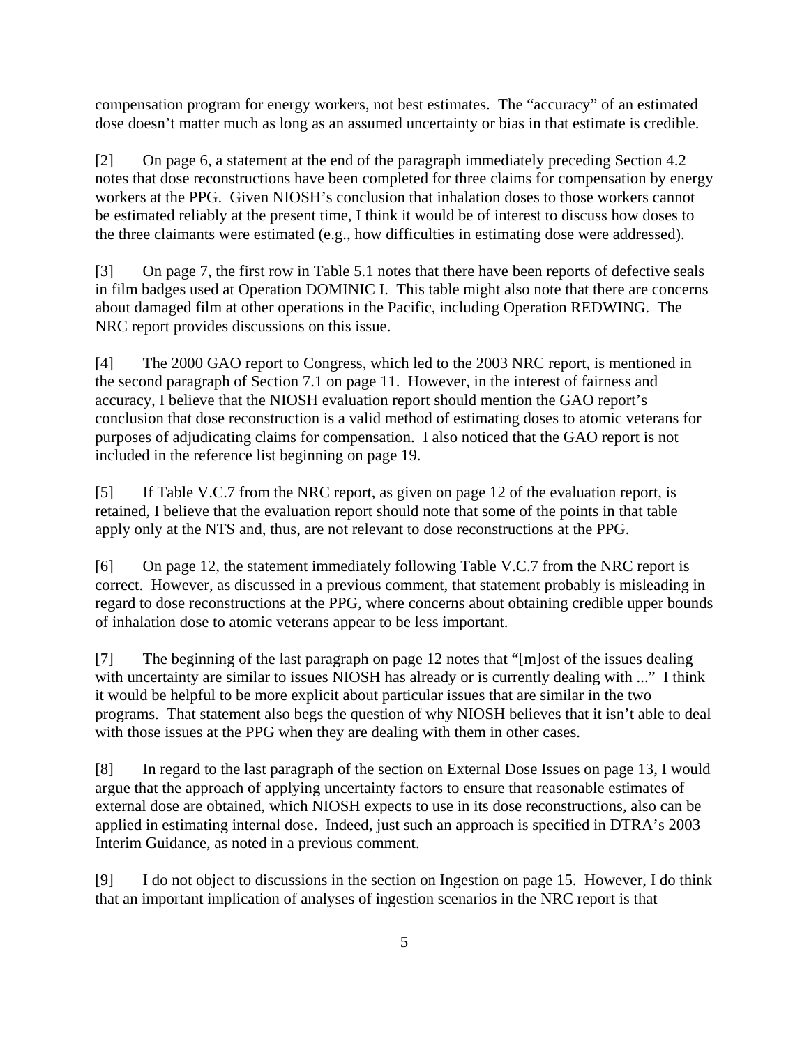compensation program for energy workers, not best estimates. The "accuracy" of an estimated dose doesn't matter much as long as an assumed uncertainty or bias in that estimate is credible.

[2] On page 6, a statement at the end of the paragraph immediately preceding Section 4.2 notes that dose reconstructions have been completed for three claims for compensation by energy workers at the PPG. Given NIOSH's conclusion that inhalation doses to those workers cannot be estimated reliably at the present time, I think it would be of interest to discuss how doses to the three claimants were estimated (e.g., how difficulties in estimating dose were addressed).

[3] On page 7, the first row in Table 5.1 notes that there have been reports of defective seals in film badges used at Operation DOMINIC I. This table might also note that there are concerns about damaged film at other operations in the Pacific, including Operation REDWING. The NRC report provides discussions on this issue.

[4] The 2000 GAO report to Congress, which led to the 2003 NRC report, is mentioned in the second paragraph of Section 7.1 on page 11. However, in the interest of fairness and accuracy, I believe that the NIOSH evaluation report should mention the GAO report's conclusion that dose reconstruction is a valid method of estimating doses to atomic veterans for purposes of adjudicating claims for compensation. I also noticed that the GAO report is not included in the reference list beginning on page 19.

[5] If Table V.C.7 from the NRC report, as given on page 12 of the evaluation report, is retained, I believe that the evaluation report should note that some of the points in that table apply only at the NTS and, thus, are not relevant to dose reconstructions at the PPG.

[6] On page 12, the statement immediately following Table V.C.7 from the NRC report is correct. However, as discussed in a previous comment, that statement probably is misleading in regard to dose reconstructions at the PPG, where concerns about obtaining credible upper bounds of inhalation dose to atomic veterans appear to be less important.

[7] The beginning of the last paragraph on page 12 notes that "[m]ost of the issues dealing with uncertainty are similar to issues NIOSH has already or is currently dealing with ..." I think it would be helpful to be more explicit about particular issues that are similar in the two programs. That statement also begs the question of why NIOSH believes that it isn't able to deal with those issues at the PPG when they are dealing with them in other cases.

[8] In regard to the last paragraph of the section on External Dose Issues on page 13, I would argue that the approach of applying uncertainty factors to ensure that reasonable estimates of external dose are obtained, which NIOSH expects to use in its dose reconstructions, also can be applied in estimating internal dose. Indeed, just such an approach is specified in DTRA's 2003 Interim Guidance, as noted in a previous comment.

[9] I do not object to discussions in the section on Ingestion on page 15. However, I do think that an important implication of analyses of ingestion scenarios in the NRC report is that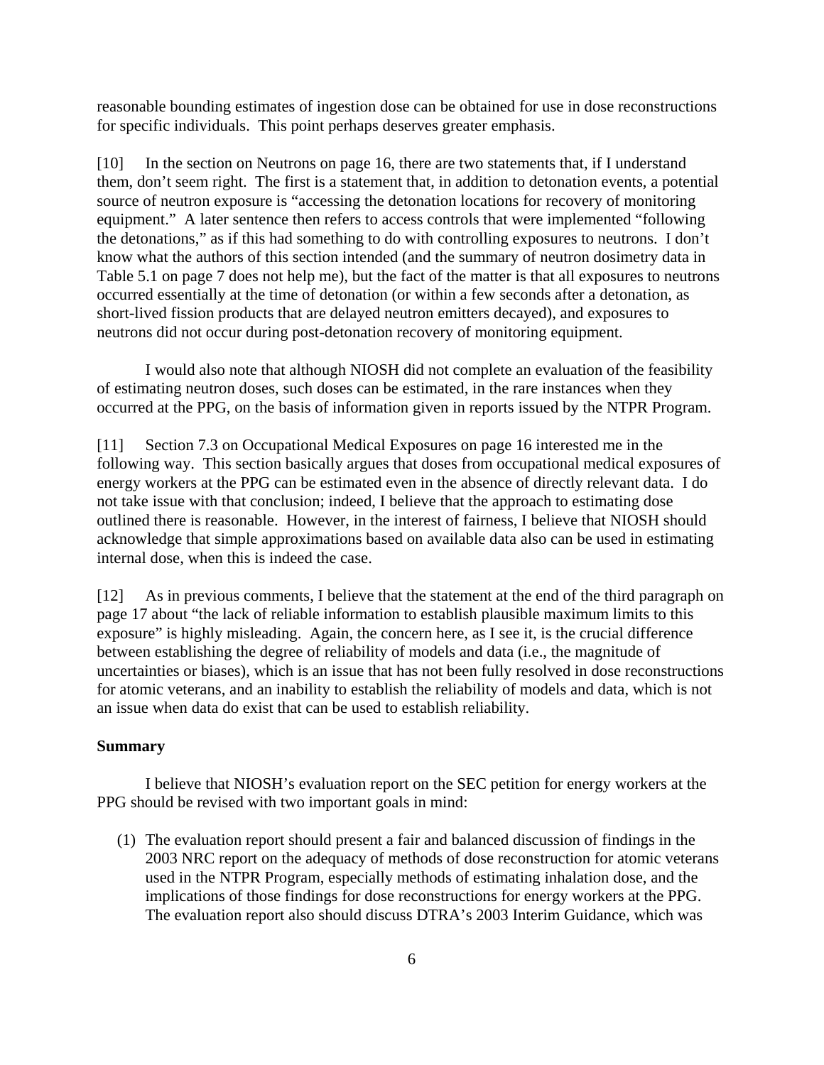reasonable bounding estimates of ingestion dose can be obtained for use in dose reconstructions for specific individuals. This point perhaps deserves greater emphasis.

[10] In the section on Neutrons on page 16, there are two statements that, if I understand them, don't seem right. The first is a statement that, in addition to detonation events, a potential source of neutron exposure is "accessing the detonation locations for recovery of monitoring equipment." A later sentence then refers to access controls that were implemented "following the detonations," as if this had something to do with controlling exposures to neutrons. I don't know what the authors of this section intended (and the summary of neutron dosimetry data in Table 5.1 on page 7 does not help me), but the fact of the matter is that all exposures to neutrons occurred essentially at the time of detonation (or within a few seconds after a detonation, as short-lived fission products that are delayed neutron emitters decayed), and exposures to neutrons did not occur during post-detonation recovery of monitoring equipment.

I would also note that although NIOSH did not complete an evaluation of the feasibility of estimating neutron doses, such doses can be estimated, in the rare instances when they occurred at the PPG, on the basis of information given in reports issued by the NTPR Program.

[11] Section 7.3 on Occupational Medical Exposures on page 16 interested me in the following way. This section basically argues that doses from occupational medical exposures of energy workers at the PPG can be estimated even in the absence of directly relevant data. I do not take issue with that conclusion; indeed, I believe that the approach to estimating dose outlined there is reasonable. However, in the interest of fairness, I believe that NIOSH should acknowledge that simple approximations based on available data also can be used in estimating internal dose, when this is indeed the case.

[12] As in previous comments, I believe that the statement at the end of the third paragraph on page 17 about "the lack of reliable information to establish plausible maximum limits to this exposure" is highly misleading. Again, the concern here, as I see it, is the crucial difference between establishing the degree of reliability of models and data (i.e., the magnitude of uncertainties or biases), which is an issue that has not been fully resolved in dose reconstructions for atomic veterans, and an inability to establish the reliability of models and data, which is not an issue when data do exist that can be used to establish reliability.

**Summary**

I believe that NIOSH's evaluation report on the SEC petition for energy workers at the PPG should be revised with two important goals in mind:

(1) The evaluation report should present a fair and balanced discussion of findings in the 2003 NRC report on the adequacy of methods of dose reconstruction for atomic veterans used in the NTPR Program, especially methods of estimating inhalation dose, and the implications of those findings for dose reconstructions for energy workers at the PPG. The evaluation report also should discuss DTRA's 2003 Interim Guidance, which was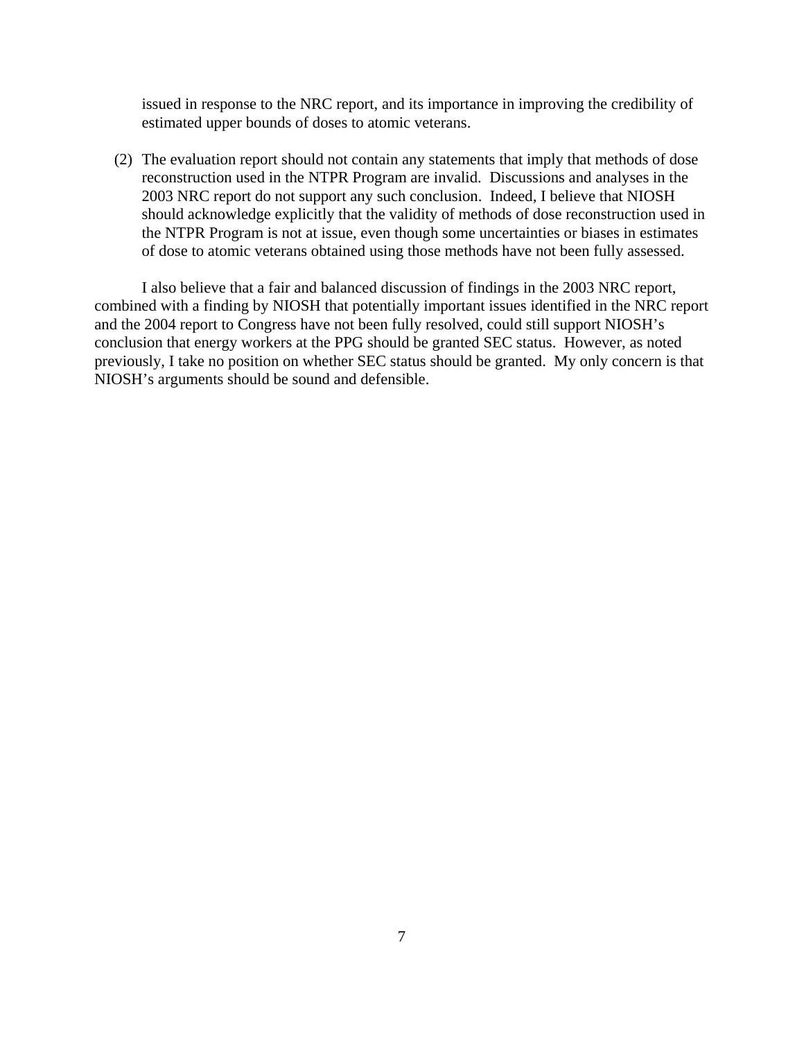issued in response to the NRC report, and its importance in improving the credibility of estimated upper bounds of doses to atomic veterans.

(2) The evaluation report should not contain any statements that imply that methods of dose reconstruction used in the NTPR Program are invalid. Discussions and analyses in the 2003 NRC report do not support any such conclusion. Indeed, I believe that NIOSH should acknowledge explicitly that the validity of methods of dose reconstruction used in the NTPR Program is not at issue, even though some uncertainties or biases in estimates of dose to atomic veterans obtained using those methods have not been fully assessed.

I also believe that a fair and balanced discussion of findings in the 2003 NRC report, combined with a finding by NIOSH that potentially important issues identified in the NRC report and the 2004 report to Congress have not been fully resolved, could still support NIOSH's conclusion that energy workers at the PPG should be granted SEC status. However, as noted previously, I take no position on whether SEC status should be granted. My only concern is that NIOSH's arguments should be sound and defensible.